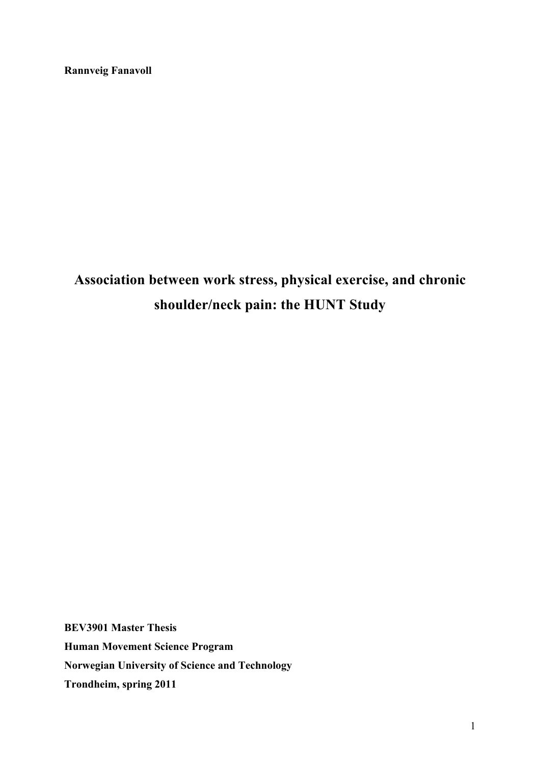**Rannveig Fanavoll**

# Association between work stress, physical exercise, and chronic shoulder/neck pain: the HUNT Study

**BEV3901 Master Thesis**

**Human Movement Science Program**

**Norwegian University of Science and Technology**

**Trondheim, spring 2011**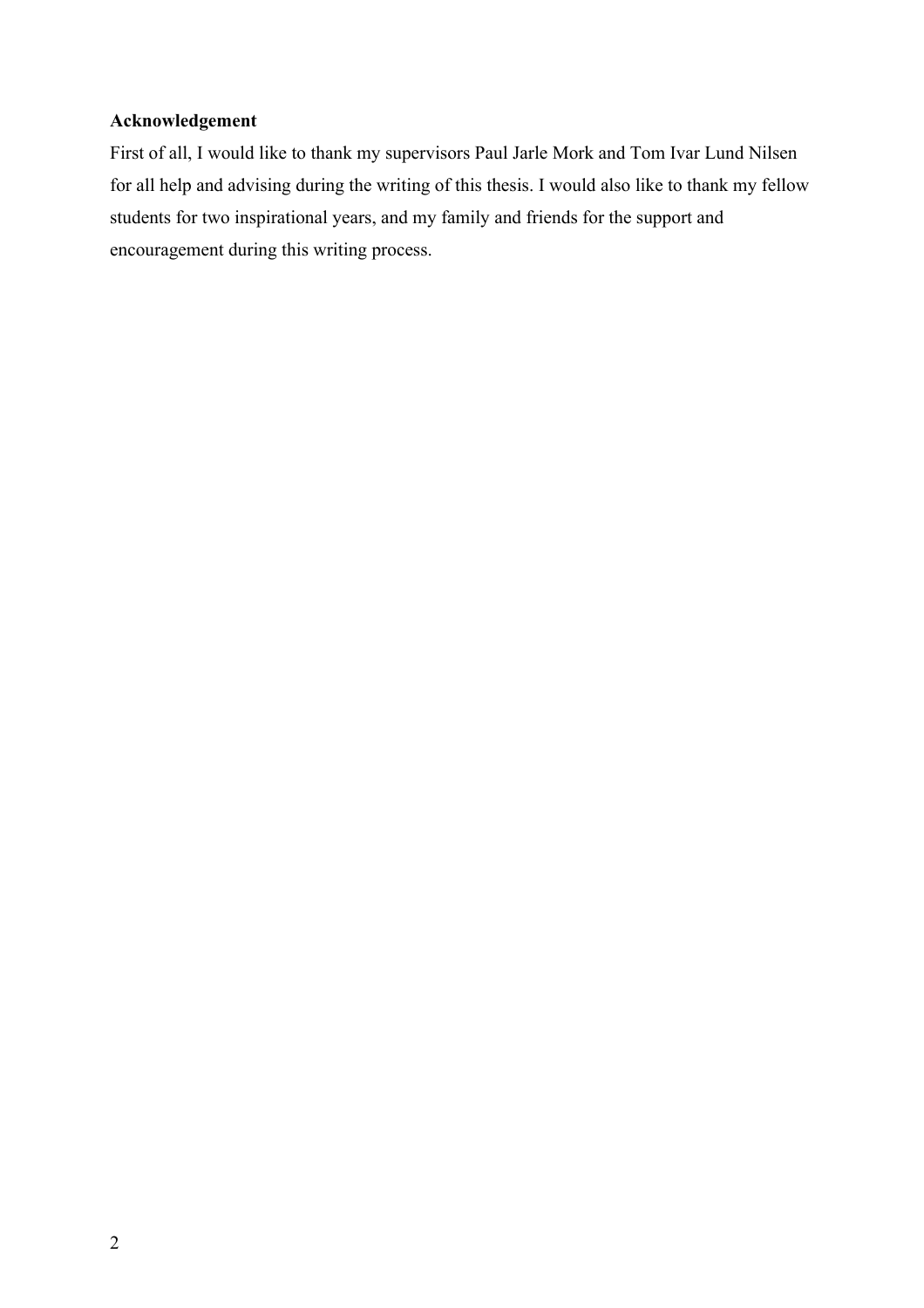**Acknowledgement**

First of all, I would like to thank my supervisors Paul Jarle Mork and Tom Ivar Lund Nilsen for all help and advising during the writing of this thesis. I would also like to thank my fellow students for two inspirational years, and my family and friends for the support and encouragement during this writing process.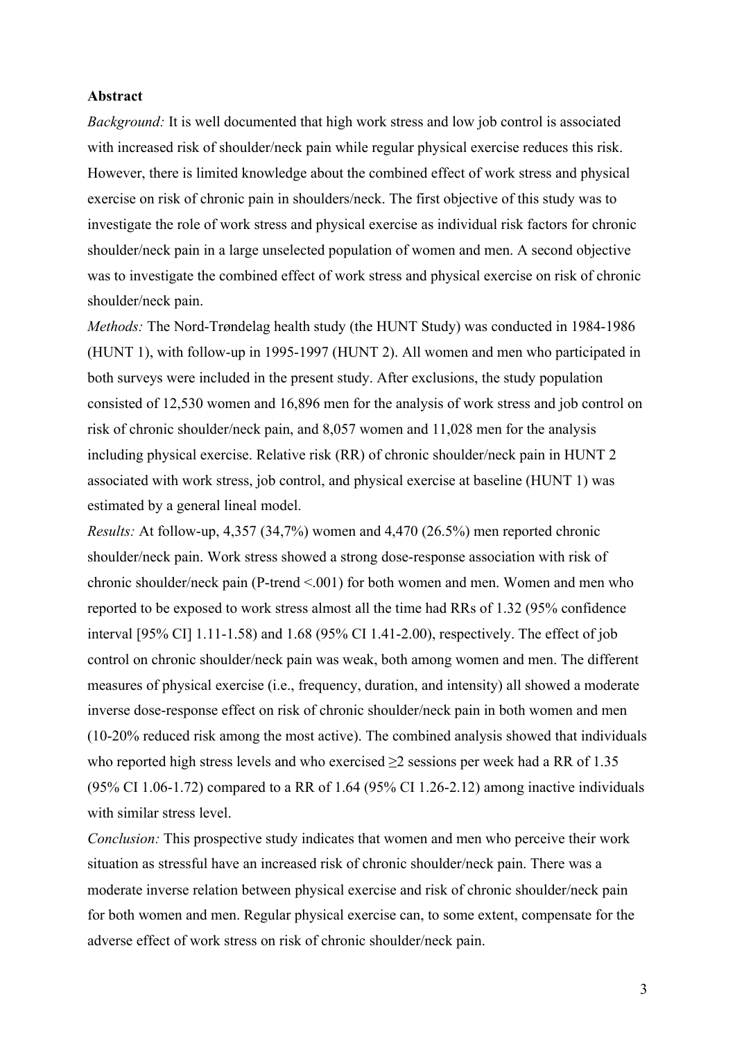**Abstract**

*Background:* It is well documented that high work stress and low job control is associated with increased risk of shoulder/neck pain while regular physical exercise reduces this risk. However, there is limited knowledge about the combined effect of work stress and physical exercise on risk of chronic pain in shoulders/neck. The first objective of this study was to investigate the role of work stress and physical exercise as individual risk factors for chronic shoulder/neck pain in a large unselected population of women and men. A second objective was to investigate the combined effect of work stress and physical exercise on risk of chronic shoulder/neck pain.

*Methods:* The Nord-Trøndelag health study (the HUNT Study) was conducted in 1984-1986 (HUNT 1), with follow-up in 1995-1997 (HUNT 2). All women and men who participated in both surveys were included in the present study. After exclusions, the study population consisted of 12,530 women and 16,896 men for the analysis of work stress and job control on risk of chronic shoulder/neck pain, and 8,057 women and 11,028 men for the analysis including physical exercise. Relative risk (RR) of chronic shoulder/neck pain in HUNT 2 associated with work stress, job control, and physical exercise at baseline (HUNT 1) was estimated by a general lineal model.

*Results:* At follow-up, 4,357 (34,7%) women and 4,470 (26.5%) men reported chronic shoulder/neck pain. Work stress showed a strong dose-response association with risk of chronic shoulder/neck pain (P-trend <.001) for both women and men. Women and men who reported to be exposed to work stress almost all the time had RRs of 1.32 (95% confidence interval [95% CI] 1.11-1.58) and 1.68 (95% CI 1.41-2.00), respectively. The effect of job control on chronic shoulder/neck pain was weak, both among women and men. The different measures of physical exercise (i.e., frequency, duration, and intensity) all showed a moderate inverse dose-response effect on risk of chronic shoulder/neck pain in both women and men (10-20% reduced risk among the most active). The combined analysis showed that individuals who reported high stress levels and who exercised ≥2 sessions per week had a RR of 1.35 (95% CI 1.06-1.72) compared to a RR of 1.64 (95% CI 1.26-2.12) among inactive individuals with similar stress level.

*Conclusion:* This prospective study indicates that women and men who perceive their work situation as stressful have an increased risk of chronic shoulder/neck pain. There was a moderate inverse relation between physical exercise and risk of chronic shoulder/neck pain for both women and men. Regular physical exercise can, to some extent, compensate for the adverse effect of work stress on risk of chronic shoulder/neck pain.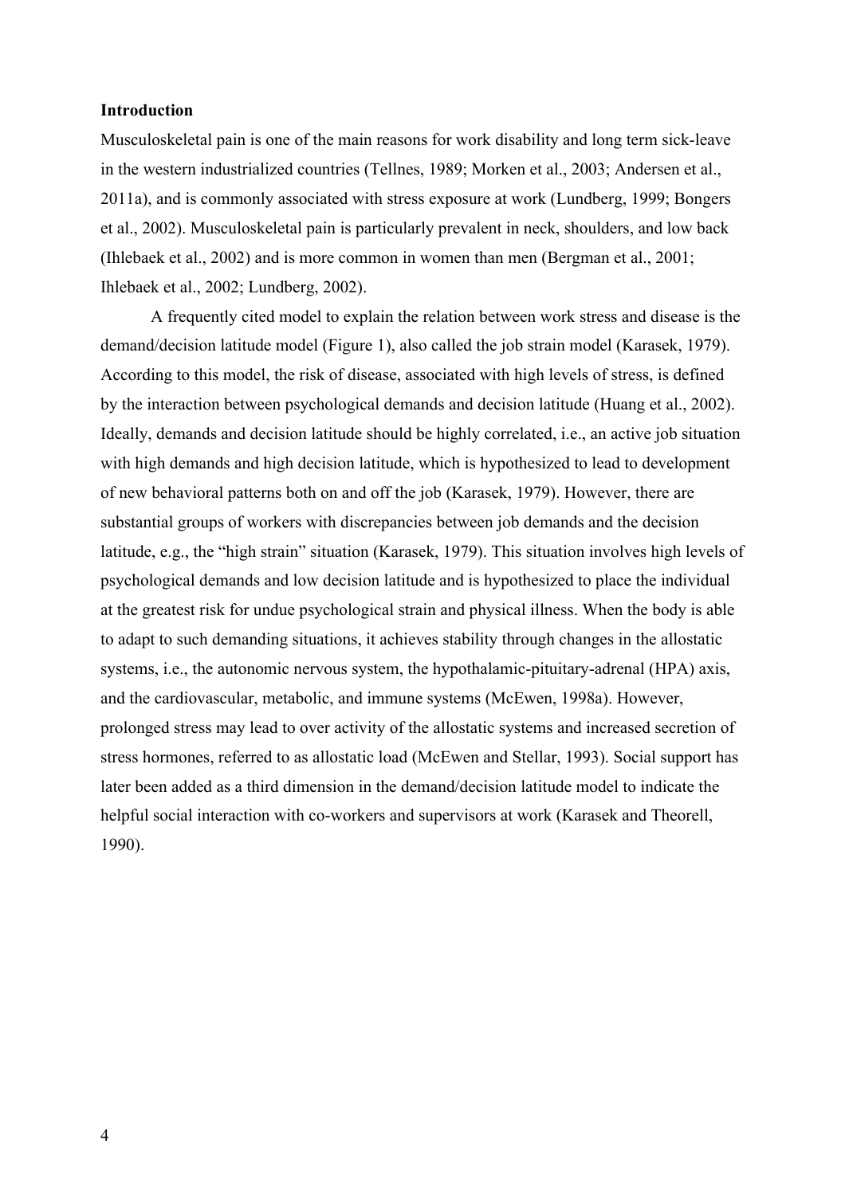**Introduction**

Musculoskeletal pain is one of the main reasons for work disability and long term sick-leave in the western industrialized countries (Tellnes, 1989; Morken et al., 2003; Andersen et al., 2011a), and is commonly associated with stress exposure at work (Lundberg, 1999; Bongers et al., 2002). Musculoskeletal pain is particularly prevalent in neck, shoulders, and low back (Ihlebaek et al., 2002) and is more common in women than men (Bergman et al., 2001; Ihlebaek et al., 2002; Lundberg, 2002).

A frequently cited model to explain the relation between work stress and disease is the demand/decision latitude model (Figure 1), also called the job strain model (Karasek, 1979). According to this model, the risk of disease, associated with high levels of stress, is defined by the interaction between psychological demands and decision latitude (Huang et al., 2002). Ideally, demands and decision latitude should be highly correlated, i.e., an active job situation with high demands and high decision latitude, which is hypothesized to lead to development of new behavioral patterns both on and off the job (Karasek, 1979). However, there are substantial groups of workers with discrepancies between job demands and the decision latitude, e.g., the "high strain" situation (Karasek, 1979). This situation involves high levels of psychological demands and low decision latitude and is hypothesized to place the individual at the greatest risk for undue psychological strain and physical illness. When the body is able to adapt to such demanding situations, it achieves stability through changes in the allostatic systems, i.e., the autonomic nervous system, the hypothalamic-pituitary-adrenal (HPA) axis, and the cardiovascular, metabolic, and immune systems (McEwen, 1998a). However, prolonged stress may lead to over activity of the allostatic systems and increased secretion of stress hormones, referred to as allostatic load (McEwen and Stellar, 1993). Social support has later been added as a third dimension in the demand/decision latitude model to indicate the helpful social interaction with co-workers and supervisors at work (Karasek and Theorell, 1990).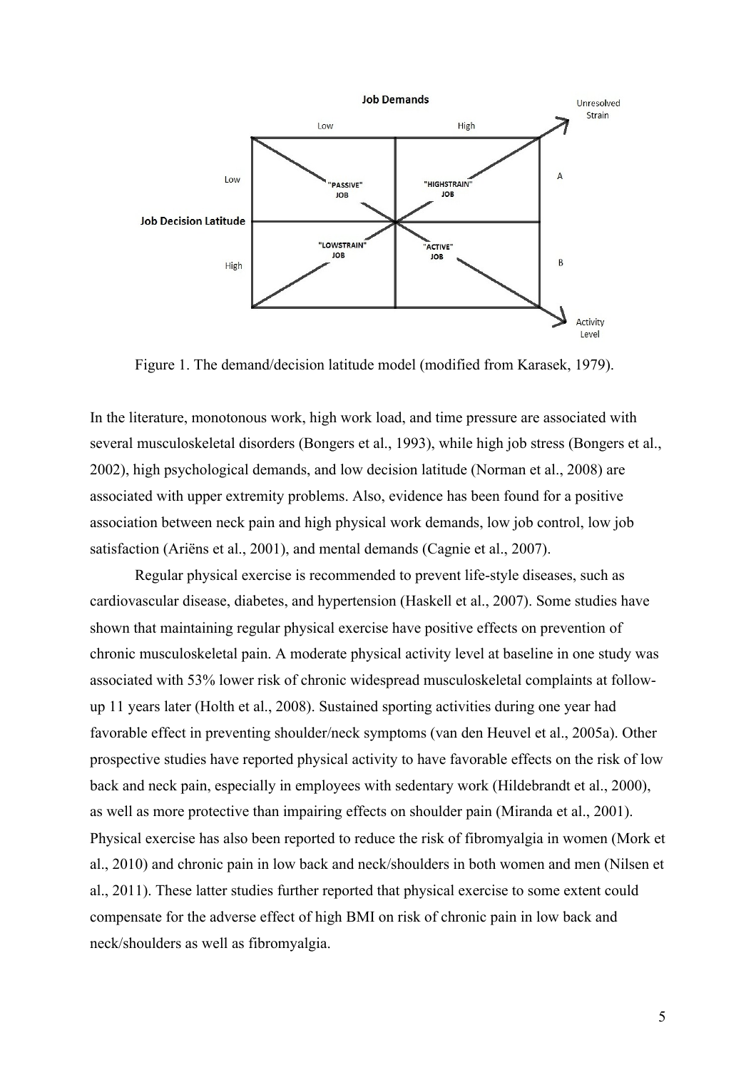Figure 1. The demand/decision latitude model (modified from Karasek, 1979).

In the literature, monotonous work, high work load, and time pressure are associated with several musculoskeletal disorders (Bongers et al., 1993), while high job stress (Bongers et al., 2002), high psychological demands, and low decision latitude (Norman et al., 2008) are associated with upper extremity problems. Also, evidence has been found for a positive association between neck pain and high physical work demands, low job control, low job satisfaction (Ariëns et al., 2001), and mental demands (Cagnie et al., 2007).

Regular physical exercise is recommended to prevent life-style diseases, such as cardiovascular disease, diabetes, and hypertension (Haskell et al., 2007). Some studies have shown that maintaining regular physical exercise have positive effects on prevention of chronic musculoskeletal pain. A moderate physical activity level at baseline in one study was associated with 53% lower risk of chronic widespread musculoskeletal complaints at follow-up 11 years later (Holth et al., 2008). Sustained sporting activities during one year had favorable effect in preventing shoulder/neck symptoms (van den Heuvel et al., 2005a). Other prospective studies have reported physical activity to have favorable effects on the risk of low back and neck pain, especially in employees with sedentary work (Hildebrandt et al., 2000), as well as more protective than impairing effects on shoulder pain (Miranda et al., 2001). Physical exercise has also been reported to reduce the risk of fibromyalgia in women (Mork et al., 2010) and chronic pain in low back and neck/shoulders in both women and men (Nilsen et al., 2011). These latter studies further reported that physical exercise to some extent could compensate for the adverse effect of high BMI on risk of chronic pain in low back and neck/shoulders as well as fibromyalgia.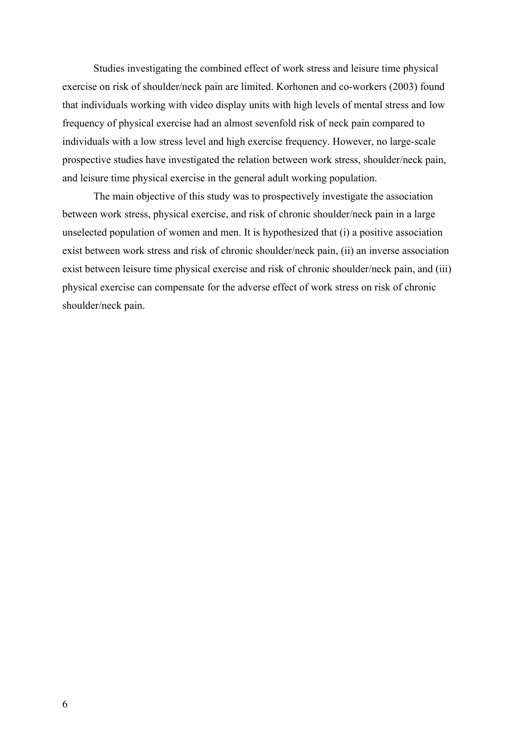Studies investigating the combined effect of work stress and leisure time physical exercise on risk of shoulder/neck pain are limited. Korhonen and co-workers (2003) found that individuals working with video display units with high levels of mental stress and low frequency of physical exercise had an almost sevenfold risk of neck pain compared to individuals with a low stress level and high exercise frequency. However, no large-scale prospective studies have investigated the relation between work stress, shoulder/neck pain, and leisure time physical exercise in the general adult working population.

The main objective of this study was to prospectively investigate the association between work stress, physical exercise, and risk of chronic shoulder/neck pain in a large unselected population of women and men. It is hypothesized that (i) a positive association exist between work stress and risk of chronic shoulder/neck pain, (ii) an inverse association exist between leisure time physical exercise and risk of chronic shoulder/neck pain, and (iii) physical exercise can compensate for the adverse effect of work stress on risk of chronic shoulder/neck pain.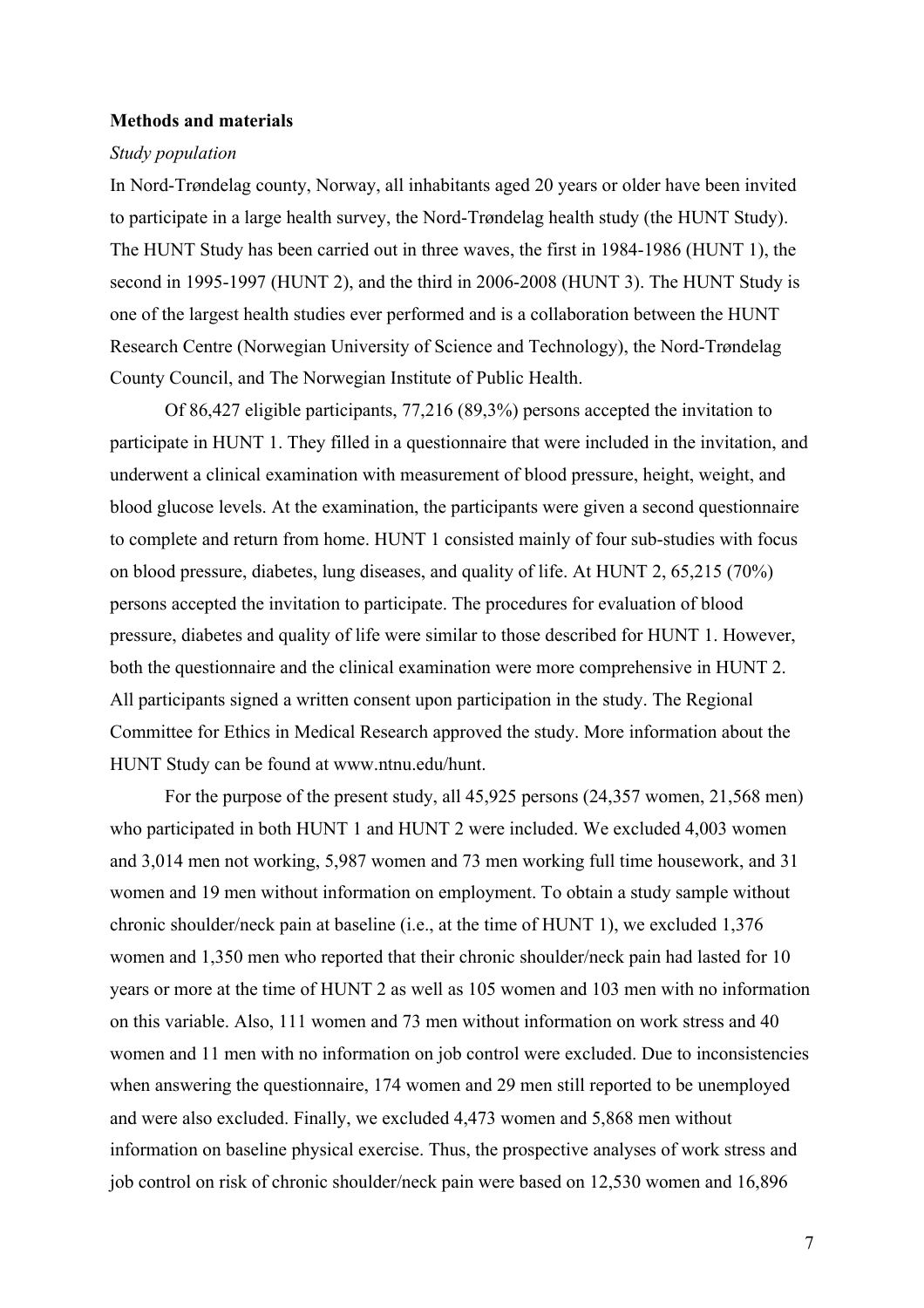**Methods and materials**

*Study population*

In Nord-Trøndelag county, Norway, all inhabitants aged 20 years or older have been invited to participate in a large health survey, the Nord-Trøndelag health study (the HUNT Study). The HUNT Study has been carried out in three waves, the first in 1984-1986 (HUNT 1), the second in 1995-1997 (HUNT 2), and the third in 2006-2008 (HUNT 3). The HUNT Study is one of the largest health studies ever performed and is a collaboration between the HUNT Research Centre (Norwegian University of Science and Technology), the Nord-Trøndelag County Council, and The Norwegian Institute of Public Health.

Of 86,427 eligible participants, 77,216 (89,3%) persons accepted the invitation to participate in HUNT 1. They filled in a questionnaire that were included in the invitation, and underwent a clinical examination with measurement of blood pressure, height, weight, and blood glucose levels. At the examination, the participants were given a second questionnaire to complete and return from home. HUNT 1 consisted mainly of four sub-studies with focus on blood pressure, diabetes, lung diseases, and quality of life. At HUNT 2, 65,215 (70%) persons accepted the invitation to participate. The procedures for evaluation of blood pressure, diabetes and quality of life were similar to those described for HUNT 1. However, both the questionnaire and the clinical examination were more comprehensive in HUNT 2. All participants signed a written consent upon participation in the study. The Regional Committee for Ethics in Medical Research approved the study. More information about the HUNT Study can be found at www.ntnu.edu/hunt.

For the purpose of the present study, all 45,925 persons (24,357 women, 21,568 men) who participated in both HUNT 1 and HUNT 2 were included. We excluded 4,003 women and 3,014 men not working, 5,987 women and 73 men working full time housework, and 31 women and 19 men without information on employment. To obtain a study sample without chronic shoulder/neck pain at baseline (i.e., at the time of HUNT 1), we excluded 1,376 women and 1,350 men who reported that their chronic shoulder/neck pain had lasted for 10 years or more at the time of HUNT 2 as well as 105 women and 103 men with no information on this variable. Also, 111 women and 73 men without information on work stress and 40 women and 11 men with no information on job control were excluded. Due to inconsistencies when answering the questionnaire, 174 women and 29 men still reported to be unemployed and were also excluded. Finally, we excluded 4,473 women and 5,868 men without information on baseline physical exercise. Thus, the prospective analyses of work stress and job control on risk of chronic shoulder/neck pain were based on 12,530 women and 16,896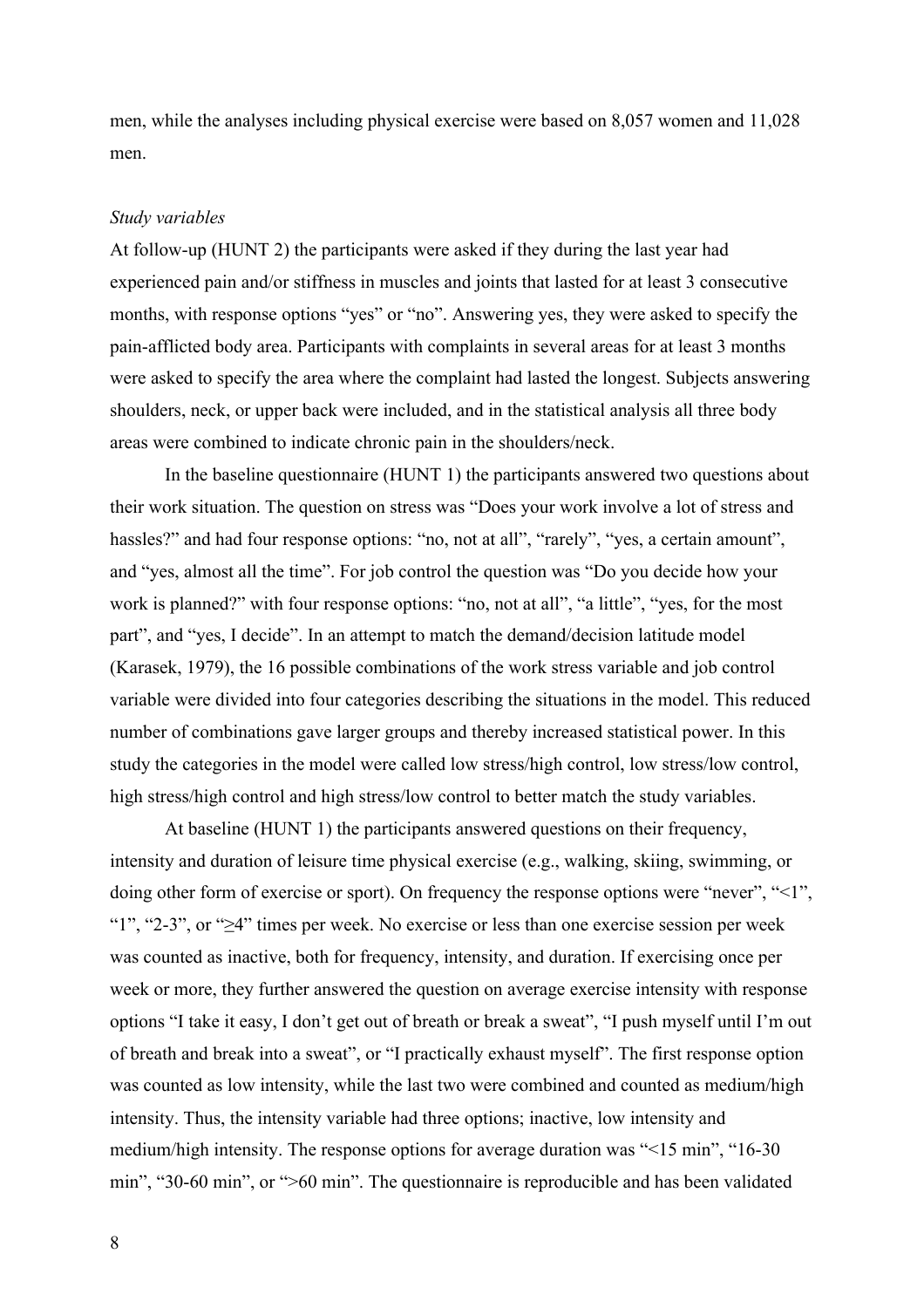men, while the analyses including physical exercise were based on 8,057 women and 11,028 men.

*Study variables*

At follow-up (HUNT 2) the participants were asked if they during the last year had experienced pain and/or stiffness in muscles and joints that lasted for at least 3 consecutive months, with response options "yes" or "no". Answering yes, they were asked to specify the pain-afflicted body area. Participants with complaints in several areas for at least 3 months were asked to specify the area where the complaint had lasted the longest. Subjects answering shoulders, neck, or upper back were included, and in the statistical analysis all three body areas were combined to indicate chronic pain in the shoulders/neck.

In the baseline questionnaire (HUNT 1) the participants answered two questions about their work situation. The question on stress was "Does your work involve a lot of stress and hassles?" and had four response options: "no, not at all", "rarely", "yes, a certain amount", and "yes, almost all the time". For job control the question was "Do you decide how your work is planned?" with four response options: "no, not at all", "a little", "yes, for the most part", and "yes, I decide". In an attempt to match the demand/decision latitude model (Karasek, 1979), the 16 possible combinations of the work stress variable and job control variable were divided into four categories describing the situations in the model. This reduced number of combinations gave larger groups and thereby increased statistical power. In this study the categories in the model were called low stress/high control, low stress/low control, high stress/high control and high stress/low control to better match the study variables.

At baseline (HUNT 1) the participants answered questions on their frequency, intensity and duration of leisure time physical exercise (e.g., walking, skiing, swimming, or doing other form of exercise or sport). On frequency the response options were "never", "<1", "1", "2-3", or "≥4" times per week. No exercise or less than one exercise session per week was counted as inactive, both for frequency, intensity, and duration. If exercising once per week or more, they further answered the question on average exercise intensity with response options "I take it easy, I don't get out of breath or break a sweat", "I push myself until I'm out of breath and break into a sweat", or "I practically exhaust myself". The first response option was counted as low intensity, while the last two were combined and counted as medium/high intensity. Thus, the intensity variable had three options; inactive, low intensity and medium/high intensity. The response options for average duration was "<15 min", "16-30 min", "30-60 min", or ">60 min". The questionnaire is reproducible and has been validated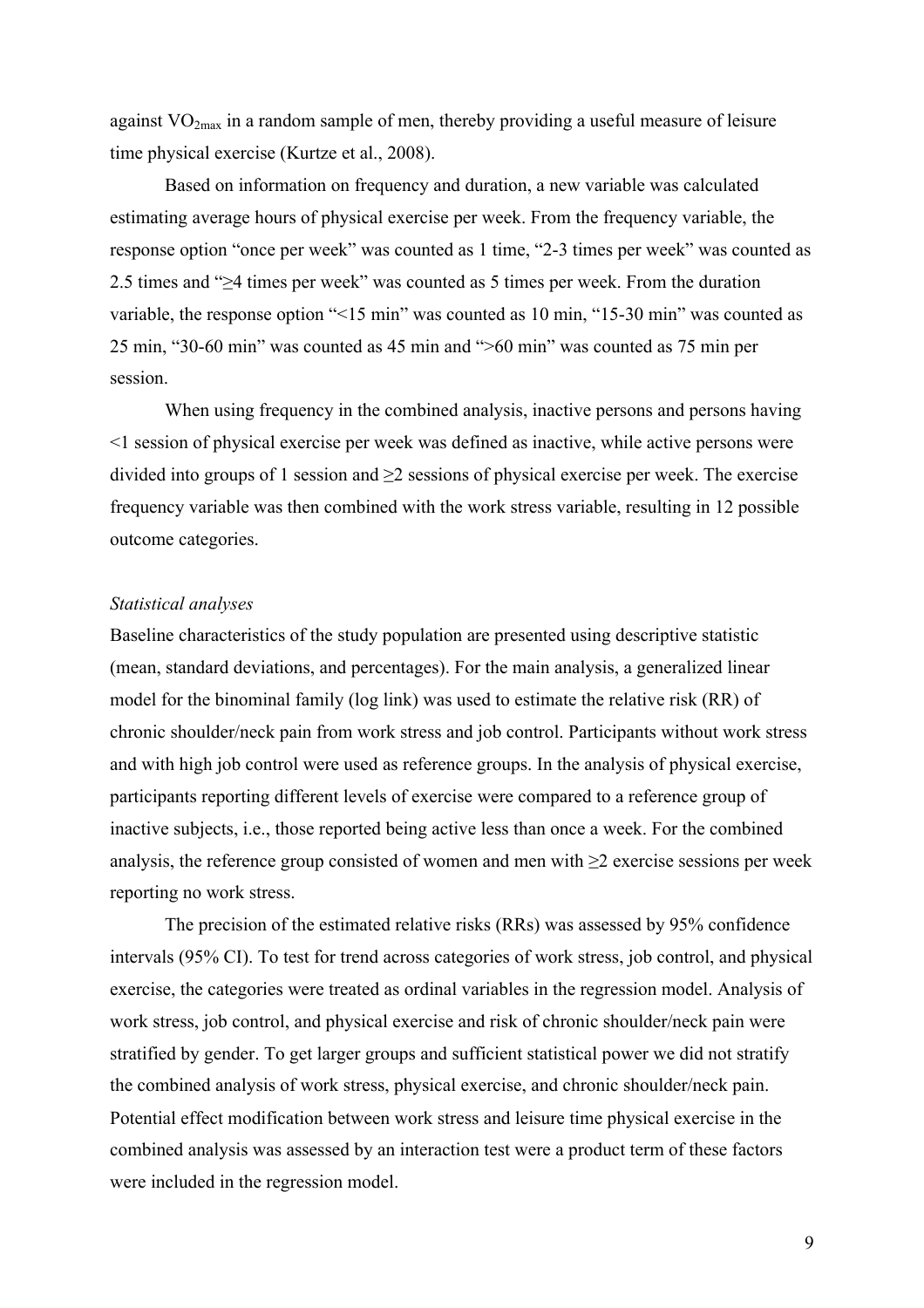against $VO_{2max}$ in a random sample of men, thereby providing a useful measure of leisure time physical exercise (Kurtze et al., 2008).

Based on information on frequency and duration, a new variable was calculated estimating average hours of physical exercise per week. From the frequency variable, the response option "once per week" was counted as 1 time, "2-3 times per week" was counted as 2.5 times and "≥4 times per week" was counted as 5 times per week. From the duration variable, the response option "<15 min" was counted as 10 min, "15-30 min" was counted as 25 min, "30-60 min" was counted as 45 min and ">60 min" was counted as 75 min per session.

When using frequency in the combined analysis, inactive persons and persons having <1 session of physical exercise per week was defined as inactive, while active persons were divided into groups of 1 session and ≥2 sessions of physical exercise per week. The exercise frequency variable was then combined with the work stress variable, resulting in 12 possible outcome categories.

*Statistical analyses*

Baseline characteristics of the study population are presented using descriptive statistic (mean, standard deviations, and percentages). For the main analysis, a generalized linear model for the binominal family (log link) was used to estimate the relative risk (RR) of chronic shoulder/neck pain from work stress and job control. Participants without work stress and with high job control were used as reference groups. In the analysis of physical exercise, participants reporting different levels of exercise were compared to a reference group of inactive subjects, i.e., those reported being active less than once a week. For the combined analysis, the reference group consisted of women and men with ≥2 exercise sessions per week reporting no work stress.

The precision of the estimated relative risks (RRs) was assessed by 95% confidence intervals (95% CI). To test for trend across categories of work stress, job control, and physical exercise, the categories were treated as ordinal variables in the regression model. Analysis of work stress, job control, and physical exercise and risk of chronic shoulder/neck pain were stratified by gender. To get larger groups and sufficient statistical power we did not stratify the combined analysis of work stress, physical exercise, and chronic shoulder/neck pain. Potential effect modification between work stress and leisure time physical exercise in the combined analysis was assessed by an interaction test were a product term of these factors were included in the regression model.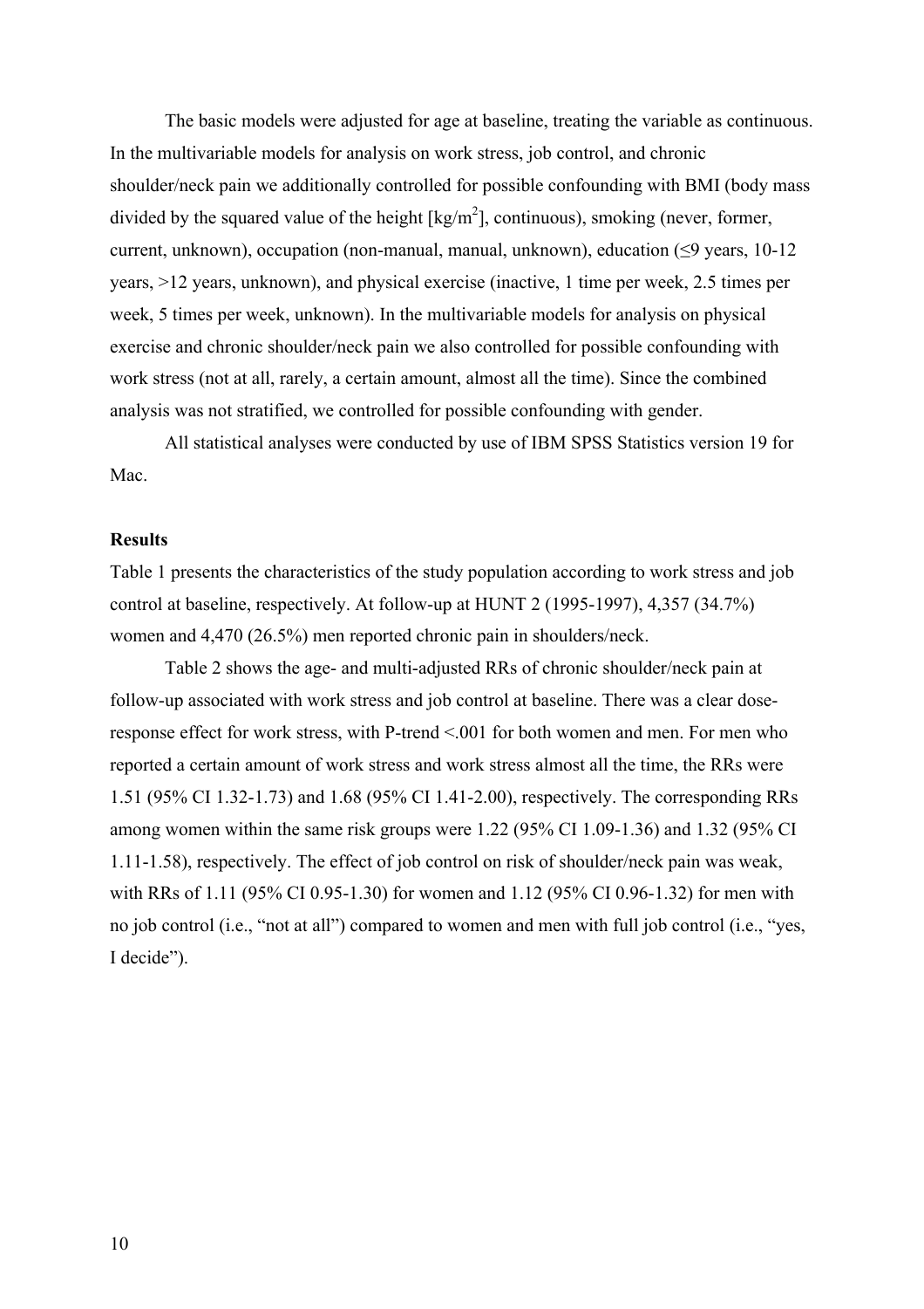The basic models were adjusted for age at baseline, treating the variable as continuous. In the multivariable models for analysis on work stress, job control, and chronic shoulder/neck pain we additionally controlled for possible confounding with BMI (body mass divided by the squared value of the height [kg/m$^2$], continuous), smoking (never, former, current, unknown), occupation (non-manual, manual, unknown), education (≤9 years, 10-12 years, >12 years, unknown), and physical exercise (inactive, 1 time per week, 2.5 times per week, 5 times per week, unknown). In the multivariable models for analysis on physical exercise and chronic shoulder/neck pain we also controlled for possible confounding with work stress (not at all, rarely, a certain amount, almost all the time). Since the combined analysis was not stratified, we controlled for possible confounding with gender.

All statistical analyses were conducted by use of IBM SPSS Statistics version 19 for Mac.

**Results**

Table 1 presents the characteristics of the study population according to work stress and job control at baseline, respectively. At follow-up at HUNT 2 (1995-1997), 4,357 (34.7%) women and 4,470 (26.5%) men reported chronic pain in shoulders/neck.

Table 2 shows the age- and multi-adjusted RRs of chronic shoulder/neck pain at follow-up associated with work stress and job control at baseline. There was a clear dose-response effect for work stress, with P-trend <.001 for both women and men. For men who reported a certain amount of work stress and work stress almost all the time, the RRs were 1.51 (95% CI 1.32-1.73) and 1.68 (95% CI 1.41-2.00), respectively. The corresponding RRs among women within the same risk groups were 1.22 (95% CI 1.09-1.36) and 1.32 (95% CI 1.11-1.58), respectively. The effect of job control on risk of shoulder/neck pain was weak, with RRs of 1.11 (95% CI 0.95-1.30) for women and 1.12 (95% CI 0.96-1.32) for men with no job control (i.e., "not at all") compared to women and men with full job control (i.e., "yes, I decide").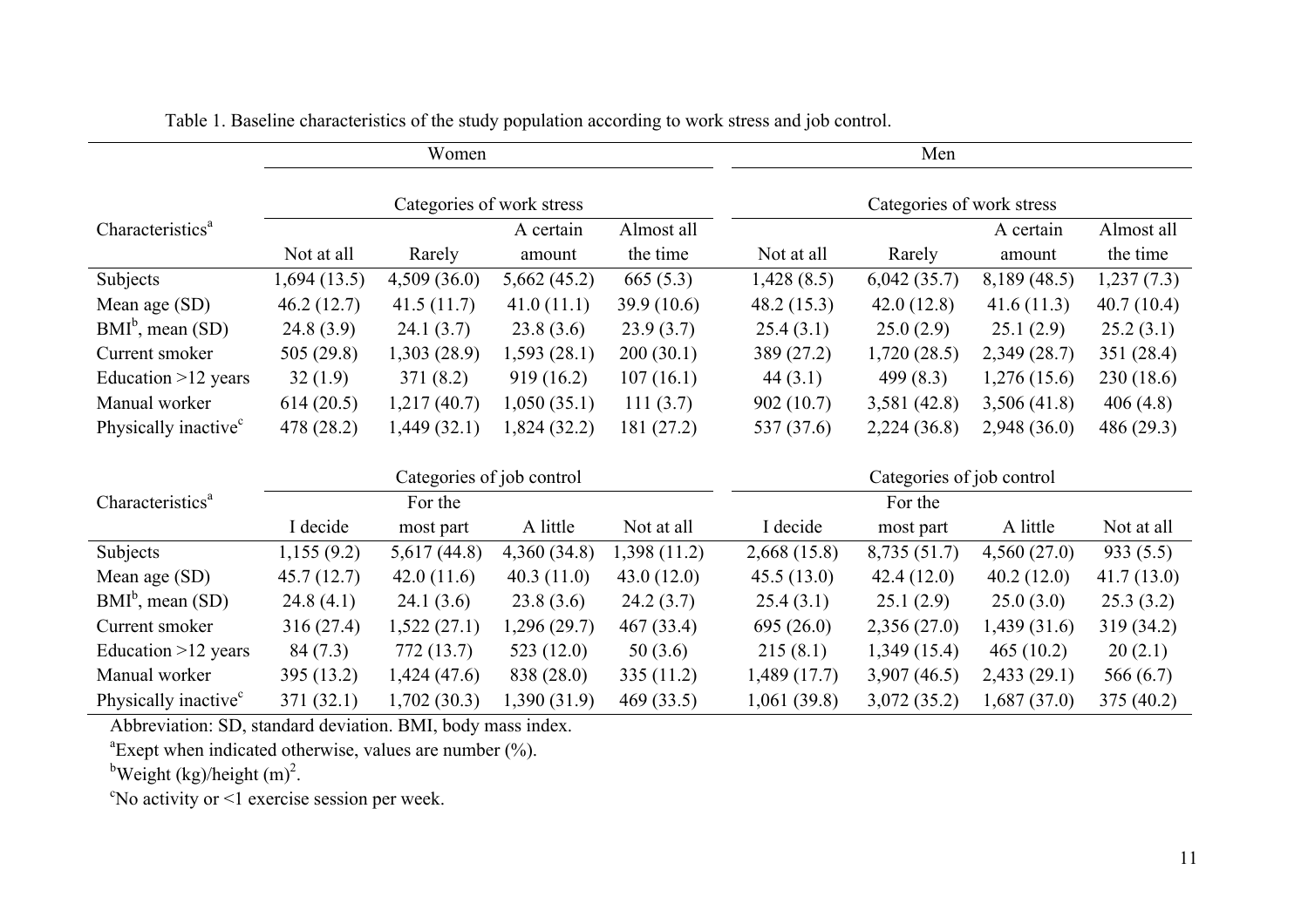Table 1. Baseline characteristics of the study population according to work stress and job control.

| Characteristics[a] | Women | | | | Men | | | |
|---|---|---|---|---|---|---|---|---|
| | Categories of work stress | | | | Categories of work stress | | | |
| | Not at all | Rarely | A certain amount | Almost all the time | Not at all | Rarely | A certain amount | Almost all the time |
| Subjects | 1,694 (13.5) | 4,509 (36.0) | 5,662 (45.2) | 665 (5.3) | 1,428 (8.5) | 6,042 (35.7) | 8,189 (48.5) | 1,237 (7.3) |
| Mean age (SD) | 46.2 (12.7) | 41.5 (11.7) | 41.0 (11.1) | 39.9 (10.6) | 48.2 (15.3) | 42.0 (12.8) | 41.6 (11.3) | 40.7 (10.4) |
| BMI[b], mean (SD) | 24.8 (3.9) | 24.1 (3.7) | 23.8 (3.6) | 23.9 (3.7) | 25.4 (3.1) | 25.0 (2.9) | 25.1 (2.9) | 25.2 (3.1) |
| Current smoker | 505 (29.8) | 1,303 (28.9) | 1,593 (28.1) | 200 (30.1) | 389 (27.2) | 1,720 (28.5) | 2,349 (28.7) | 351 (28.4) |
| Education >12 years | 32 (1.9) | 371 (8.2) | 919 (16.2) | 107 (16.1) | 44 (3.1) | 499 (8.3) | 1,276 (15.6) | 230 (18.6) |
| Manual worker | 614 (20.5) | 1,217 (40.7) | 1,050 (35.1) | 111 (3.7) | 902 (10.7) | 3,581 (42.8) | 3,506 (41.8) | 406 (4.8) |
| Physically inactive[c] | 478 (28.2) | 1,449 (32.1) | 1,824 (32.2) | 181 (27.2) | 537 (37.6) | 2,224 (36.8) | 2,948 (36.0) | 486 (29.3) |
| | Categories of job control | | | | Categories of job control | | | |
| Characteristics[a] | I decide | For the most part | A little | Not at all | I decide | For the most part | A little | Not at all |
| Subjects | 1,155 (9.2) | 5,617 (44.8) | 4,360 (34.8) | 1,398 (11.2) | 2,668 (15.8) | 8,735 (51.7) | 4,560 (27.0) | 933 (5.5) |
| Mean age (SD) | 45.7 (12.7) | 42.0 (11.6) | 40.3 (11.0) | 43.0 (12.0) | 45.5 (13.0) | 42.4 (12.0) | 40.2 (12.0) | 41.7 (13.0) |
| BMI[b], mean (SD) | 24.8 (4.1) | 24.1 (3.6) | 23.8 (3.6) | 24.2 (3.7) | 25.4 (3.1) | 25.1 (2.9) | 25.0 (3.0) | 25.3 (3.2) |
| Current smoker | 316 (27.4) | 1,522 (27.1) | 1,296 (29.7) | 467 (33.4) | 695 (26.0) | 2,356 (27.0) | 1,439 (31.6) | 319 (34.2) |
| Education >12 years | 84 (7.3) | 772 (13.7) | 523 (12.0) | 50 (3.6) | 215 (8.1) | 1,349 (15.4) | 465 (10.2) | 20 (2.1) |
| Manual worker | 395 (13.2) | 1,424 (47.6) | 838 (28.0) | 335 (11.2) | 1,489 (17.7) | 3,907 (46.5) | 2,433 (29.1) | 566 (6.7) |
| Physically inactive[c] | 371 (32.1) | 1,702 (30.3) | 1,390 (31.9) | 469 (33.5) | 1,061 (39.8) | 3,072 (35.2) | 1,687 (37.0) | 375 (40.2) |

Abbreviation: SD, standard deviation. BMI, body mass index.

[a]Exept when indicated otherwise, values are number (%).

[b]Weight (kg)/height (m)$^2$.

[c]No activity or <1 exercise session per week.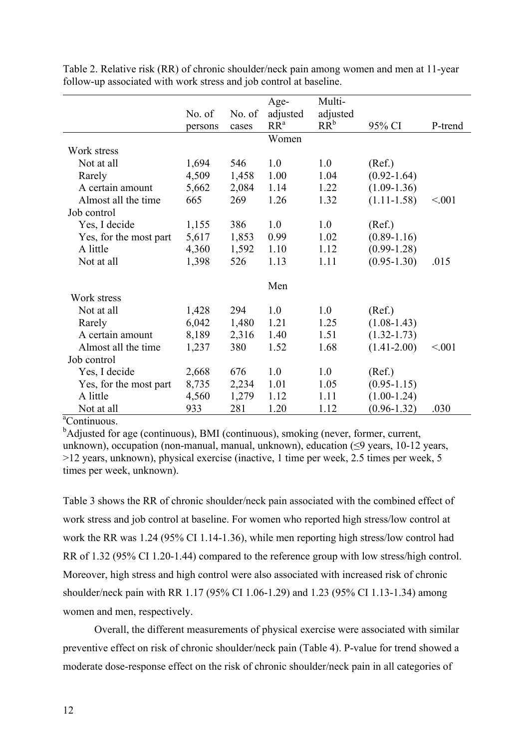Table 2. Relative risk (RR) of chronic shoulder/neck pain among women and men at 11-year follow-up associated with work stress and job control at baseline.

| | No. of persons | No. of cases | Age-adjusted RR[a] | Multi-adjusted RR[b] | 95% CI | P-trend |
|---|---|---|---|---|---|---|
| | | | Women | | | |
| Work stress | | | | | | |
| Not at all | 1,694 | 546 | 1.0 | 1.0 | (Ref.) | |
| Rarely | 4,509 | 1,458 | 1.00 | 1.04 | (0.92-1.64) | |
| A certain amount | 5,662 | 2,084 | 1.14 | 1.22 | (1.09-1.36) | |
| Almost all the time | 665 | 269 | 1.26 | 1.32 | (1.11-1.58) | <.001 |
| Job control | | | | | | |
| Yes, I decide | 1,155 | 386 | 1.0 | 1.0 | (Ref.) | |
| Yes, for the most part | 5,617 | 1,853 | 0.99 | 1.02 | (0.89-1.16) | |
| A little | 4,360 | 1,592 | 1.10 | 1.12 | (0.99-1.28) | |
| Not at all | 1,398 | 526 | 1.13 | 1.11 | (0.95-1.30) | .015 |
| | | | Men | | | |
| Work stress | | | | | | |
| Not at all | 1,428 | 294 | 1.0 | 1.0 | (Ref.) | |
| Rarely | 6,042 | 1,480 | 1.21 | 1.25 | (1.08-1.43) | |
| A certain amount | 8,189 | 2,316 | 1.40 | 1.51 | (1.32-1.73) | |
| Almost all the time | 1,237 | 380 | 1.52 | 1.68 | (1.41-2.00) | <.001 |
| Job control | | | | | | |
| Yes, I decide | 2,668 | 676 | 1.0 | 1.0 | (Ref.) | |
| Yes, for the most part | 8,735 | 2,234 | 1.01 | 1.05 | (0.95-1.15) | |
| A little | 4,560 | 1,279 | 1.12 | 1.11 | (1.00-1.24) | |
| Not at all | 933 | 281 | 1.20 | 1.12 | (0.96-1.32) | .030 |

[a]Continuous.

[b]Adjusted for age (continuous), BMI (continuous), smoking (never, former, current, unknown), occupation (non-manual, manual, unknown), education (≤9 years, 10-12 years, >12 years, unknown), physical exercise (inactive, 1 time per week, 2.5 times per week, 5 times per week, unknown).

Table 3 shows the RR of chronic shoulder/neck pain associated with the combined effect of work stress and job control at baseline. For women who reported high stress/low control at work the RR was 1.24 (95% CI 1.14-1.36), while men reporting high stress/low control had RR of 1.32 (95% CI 1.20-1.44) compared to the reference group with low stress/high control. Moreover, high stress and high control were also associated with increased risk of chronic shoulder/neck pain with RR 1.17 (95% CI 1.06-1.29) and 1.23 (95% CI 1.13-1.34) among women and men, respectively.

Overall, the different measurements of physical exercise were associated with similar preventive effect on risk of chronic shoulder/neck pain (Table 4). P-value for trend showed a moderate dose-response effect on the risk of chronic shoulder/neck pain in all categories of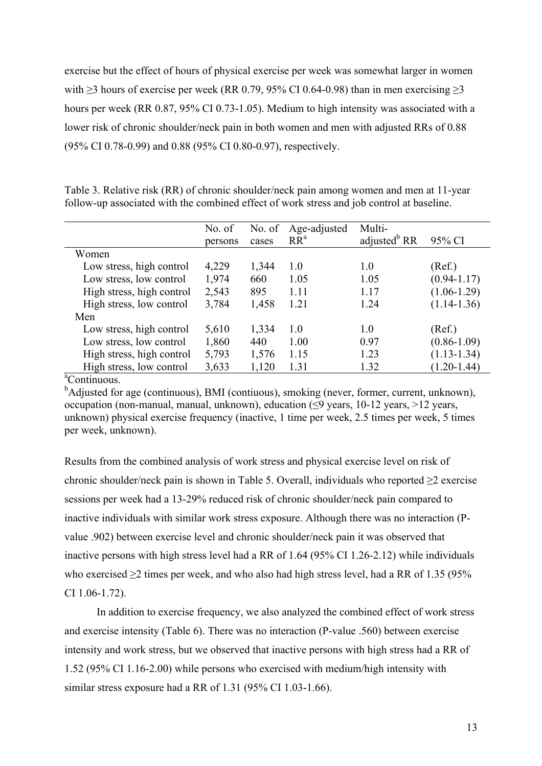exercise but the effect of hours of physical exercise per week was somewhat larger in women with ≥3 hours of exercise per week (RR 0.79, 95% CI 0.64-0.98) than in men exercising ≥3 hours per week (RR 0.87, 95% CI 0.73-1.05). Medium to high intensity was associated with a lower risk of chronic shoulder/neck pain in both women and men with adjusted RRs of 0.88 (95% CI 0.78-0.99) and 0.88 (95% CI 0.80-0.97), respectively.

Table 3. Relative risk (RR) of chronic shoulder/neck pain among women and men at 11-year follow-up associated with the combined effect of work stress and job control at baseline.

| | No. of persons | No. of cases | Age-adjusted RR[a] | Multi-adjusted[b] RR | 95% CI |
|---|---|---|---|---|---|
| Women | | | | | |
| Low stress, high control | 4,229 | 1,344 | 1.0 | 1.0 | (Ref.) |
| Low stress, low control | 1,974 | 660 | 1.05 | 1.05 | (0.94-1.17) |
| High stress, high control | 2,543 | 895 | 1.11 | 1.17 | (1.06-1.29) |
| High stress, low control | 3,784 | 1,458 | 1.21 | 1.24 | (1.14-1.36) |
| Men | | | | | |
| Low stress, high control | 5,610 | 1,334 | 1.0 | 1.0 | (Ref.) |
| Low stress, low control | 1,860 | 440 | 1.00 | 0.97 | (0.86-1.09) |
| High stress, high control | 5,793 | 1,576 | 1.15 | 1.23 | (1.13-1.34) |
| High stress, low control | 3,633 | 1,120 | 1.31 | 1.32 | (1.20-1.44) |

[a]Continuous.
[b]Adjusted for age (continuous), BMI (contiuous), smoking (never, former, current, unknown), occupation (non-manual, manual, unknown), education (≤9 years, 10-12 years, >12 years, unknown) physical exercise frequency (inactive, 1 time per week, 2.5 times per week, 5 times per week, unknown).

Results from the combined analysis of work stress and physical exercise level on risk of chronic shoulder/neck pain is shown in Table 5. Overall, individuals who reported ≥2 exercise sessions per week had a 13-29% reduced risk of chronic shoulder/neck pain compared to inactive individuals with similar work stress exposure. Although there was no interaction (P-value .902) between exercise level and chronic shoulder/neck pain it was observed that inactive persons with high stress level had a RR of 1.64 (95% CI 1.26-2.12) while individuals who exercised ≥2 times per week, and who also had high stress level, had a RR of 1.35 (95% CI 1.06-1.72).

In addition to exercise frequency, we also analyzed the combined effect of work stress and exercise intensity (Table 6). There was no interaction (P-value .560) between exercise intensity and work stress, but we observed that inactive persons with high stress had a RR of 1.52 (95% CI 1.16-2.00) while persons who exercised with medium/high intensity with similar stress exposure had a RR of 1.31 (95% CI 1.03-1.66).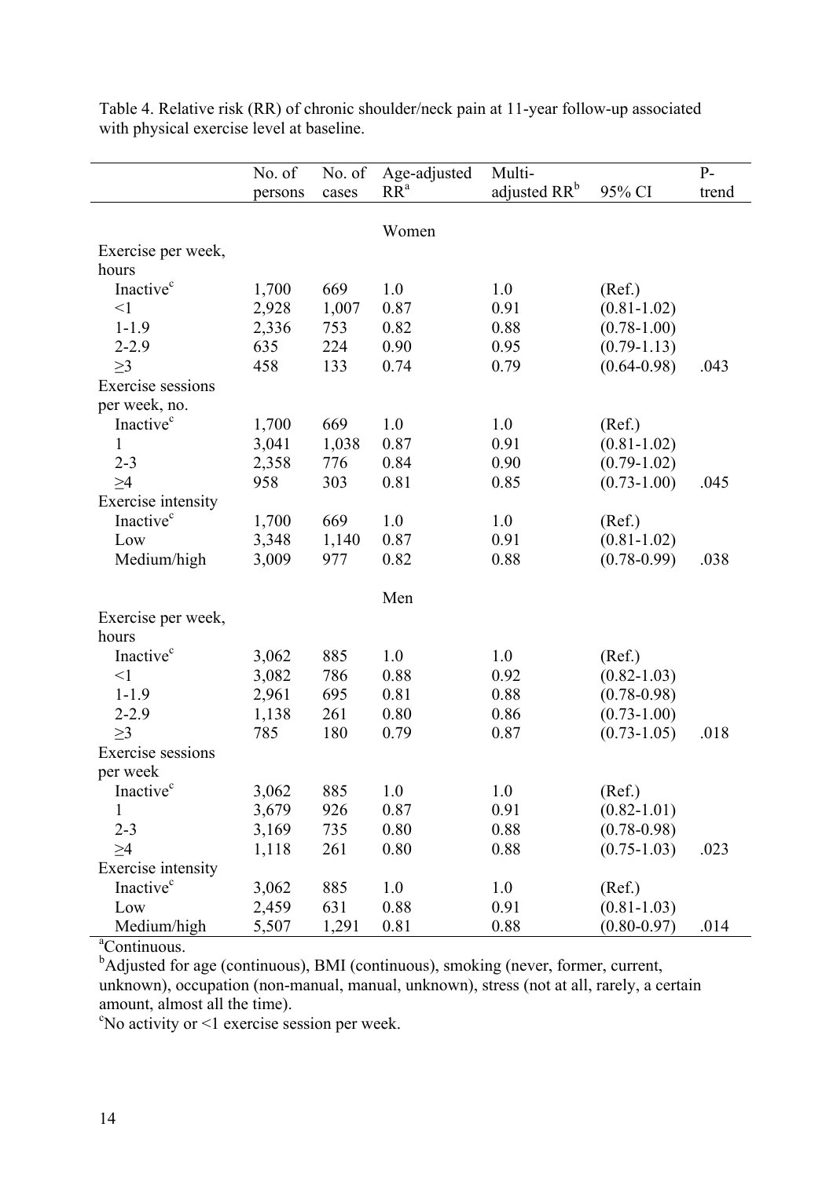Table 4. Relative risk (RR) of chronic shoulder/neck pain at 11-year follow-up associated with physical exercise level at baseline.

| | No. of persons | No. of cases | Age-adjusted RR[a] | Multi-adjusted RR[b] | 95% CI | P-trend |
|---|---|---|---|---|---|---|
| | | | Women | | | |
| Exercise per week, hours | | | | | | |
| Inactive[c] | 1,700 | 669 | 1.0 | 1.0 | (Ref.) | |
| <1 | 2,928 | 1,007 | 0.87 | 0.91 | (0.81-1.02) | |
| 1-1.9 | 2,336 | 753 | 0.82 | 0.88 | (0.78-1.00) | |
| 2-2.9 | 635 | 224 | 0.90 | 0.95 | (0.79-1.13) | |
| ≥3 | 458 | 133 | 0.74 | 0.79 | (0.64-0.98) | .043 |
| Exercise sessions per week, no. | | | | | | |
| Inactive[c] | 1,700 | 669 | 1.0 | 1.0 | (Ref.) | |
| 1 | 3,041 | 1,038 | 0.87 | 0.91 | (0.81-1.02) | |
| 2-3 | 2,358 | 776 | 0.84 | 0.90 | (0.79-1.02) | |
| ≥4 | 958 | 303 | 0.81 | 0.85 | (0.73-1.00) | .045 |
| Exercise intensity | | | | | | |
| Inactive[c] | 1,700 | 669 | 1.0 | 1.0 | (Ref.) | |
| Low | 3,348 | 1,140 | 0.87 | 0.91 | (0.81-1.02) | |
| Medium/high | 3,009 | 977 | 0.82 | 0.88 | (0.78-0.99) | .038 |
| | | | Men | | | |
| Exercise per week, hours | | | | | | |
| Inactive[c] | 3,062 | 885 | 1.0 | 1.0 | (Ref.) | |
| <1 | 3,082 | 786 | 0.88 | 0.92 | (0.82-1.03) | |
| 1-1.9 | 2,961 | 695 | 0.81 | 0.88 | (0.78-0.98) | |
| 2-2.9 | 1,138 | 261 | 0.80 | 0.86 | (0.73-1.00) | |
| ≥3 | 785 | 180 | 0.79 | 0.87 | (0.73-1.05) | .018 |
| Exercise sessions per week | | | | | | |
| Inactive[c] | 3,062 | 885 | 1.0 | 1.0 | (Ref.) | |
| 1 | 3,679 | 926 | 0.87 | 0.91 | (0.82-1.01) | |
| 2-3 | 3,169 | 735 | 0.80 | 0.88 | (0.78-0.98) | |
| ≥4 | 1,118 | 261 | 0.80 | 0.88 | (0.75-1.03) | .023 |
| Exercise intensity | | | | | | |
| Inactive[c] | 3,062 | 885 | 1.0 | 1.0 | (Ref.) | |
| Low | 2,459 | 631 | 0.88 | 0.91 | (0.81-1.03) | |
| Medium/high | 5,507 | 1,291 | 0.81 | 0.88 | (0.80-0.97) | .014 |

[a]Continuous.
[b]Adjusted for age (continuous), BMI (continuous), smoking (never, former, current, unknown), occupation (non-manual, manual, unknown), stress (not at all, rarely, a certain amount, almost all the time).
[c]No activity or <1 exercise session per week.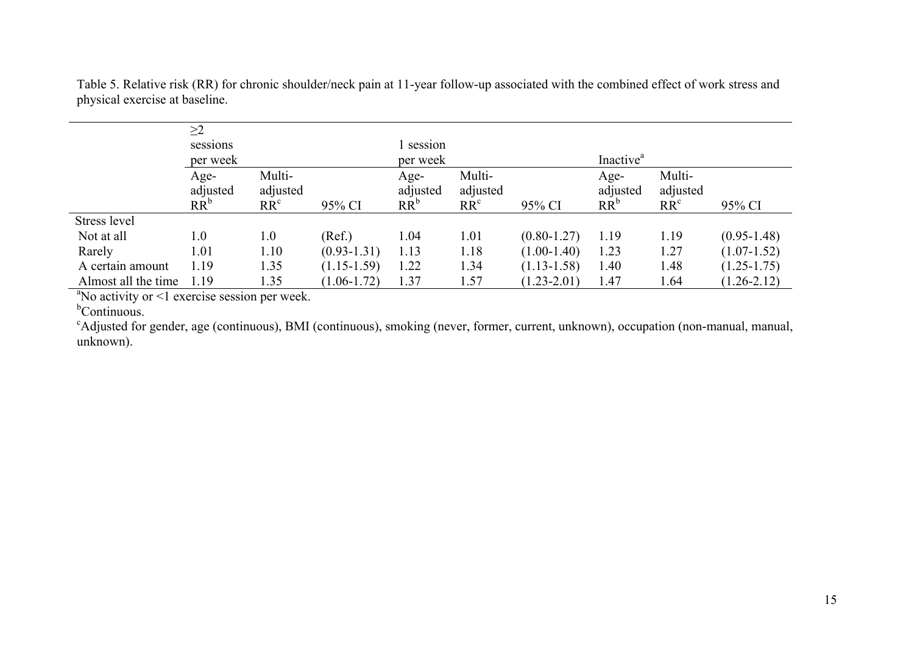Table 5. Relative risk (RR) for chronic shoulder/neck pain at 11-year follow-up associated with the combined effect of work stress and physical exercise at baseline.

| | ≥2 sessions per week | | | 1 session per week | | | Inactive[a] | | |
|---|---|---|---|---|---|---|---|---|---|
| | Age-adjusted RR[b] | Multi-adjusted RR[c] | 95% CI | Age-adjusted RR[b] | Multi-adjusted RR[c] | 95% CI | Age-adjusted RR[b] | Multi-adjusted RR[c] | 95% CI |
| Stress level | | | | | | | | | |
| Not at all | 1.0 | 1.0 | (Ref.) | 1.04 | 1.01 | (0.80-1.27) | 1.19 | 1.19 | (0.95-1.48) |
| Rarely | 1.01 | 1.10 | (0.93-1.31) | 1.13 | 1.18 | (1.00-1.40) | 1.23 | 1.27 | (1.07-1.52) |
| A certain amount | 1.19 | 1.35 | (1.15-1.59) | 1.22 | 1.34 | (1.13-1.58) | 1.40 | 1.48 | (1.25-1.75) |
| Almost all the time | 1.19 | 1.35 | (1.06-1.72) | 1.37 | 1.57 | (1.23-2.01) | 1.47 | 1.64 | (1.26-2.12) |

[a]No activity or <1 exercise session per week.

[b]Continuous.

[c]Adjusted for gender, age (continuous), BMI (continuous), smoking (never, former, current, unknown), occupation (non-manual, manual, unknown).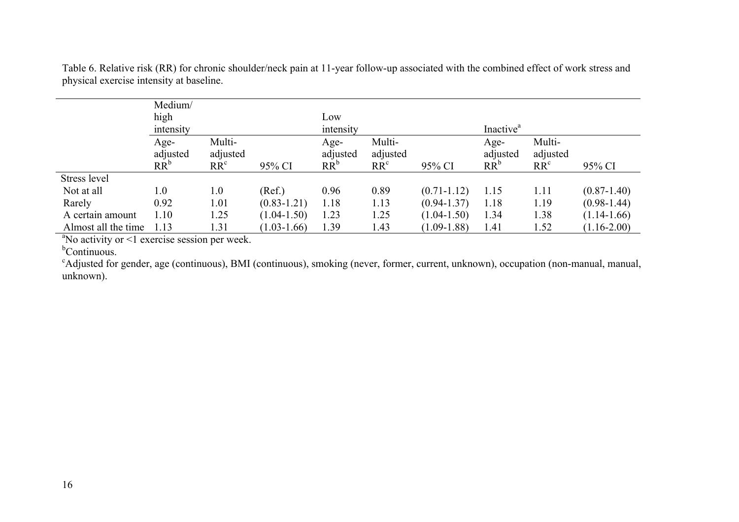Table 6. Relative risk (RR) for chronic shoulder/neck pain at 11-year follow-up associated with the combined effect of work stress and physical exercise intensity at baseline.

| | Medium/ high intensity | | | Low intensity | | | Inactive[a] | | |
|---|---|---|---|---|---|---|---|---|---|
| | Age-adjusted RR[b] | Multi-adjusted RR[c] | 95% CI | Age-adjusted RR[b] | Multi-adjusted RR[c] | 95% CI | Age-adjusted RR[b] | Multi-adjusted RR[c] | 95% CI |
| Stress level | | | | | | | | | |
| Not at all | 1.0 | 1.0 | (Ref.) | 0.96 | 0.89 | (0.71-1.12) | 1.15 | 1.11 | (0.87-1.40) |
| Rarely | 0.92 | 1.01 | (0.83-1.21) | 1.18 | 1.13 | (0.94-1.37) | 1.18 | 1.19 | (0.98-1.44) |
| A certain amount | 1.10 | 1.25 | (1.04-1.50) | 1.23 | 1.25 | (1.04-1.50) | 1.34 | 1.38 | (1.14-1.66) |
| Almost all the time | 1.13 | 1.31 | (1.03-1.66) | 1.39 | 1.43 | (1.09-1.88) | 1.41 | 1.52 | (1.16-2.00) |

[a]No activity or <1 exercise session per week.

[b]Continuous.

[c]Adjusted for gender, age (continuous), BMI (continuous), smoking (never, former, current, unknown), occupation (non-manual, manual, unknown).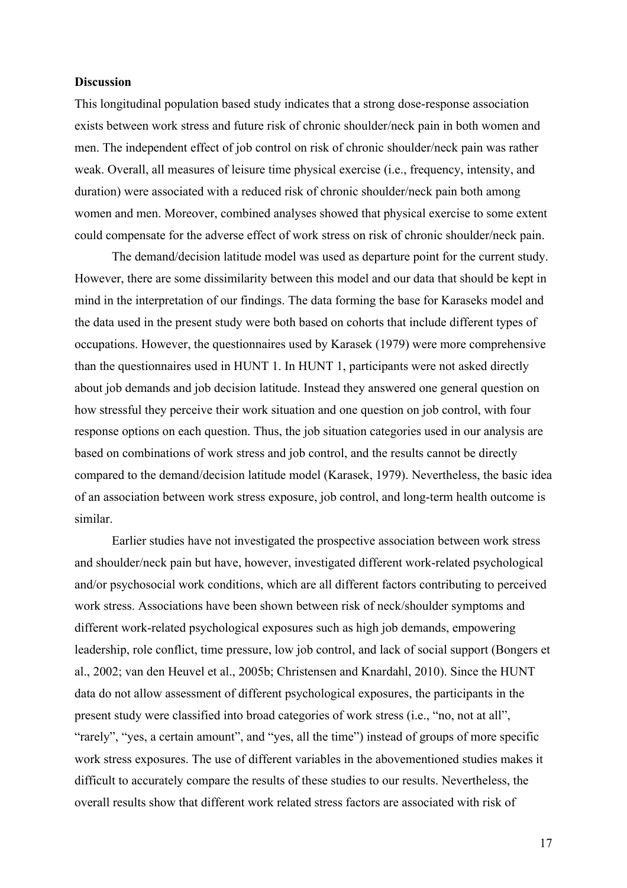**Discussion**

This longitudinal population based study indicates that a strong dose-response association exists between work stress and future risk of chronic shoulder/neck pain in both women and men. The independent effect of job control on risk of chronic shoulder/neck pain was rather weak. Overall, all measures of leisure time physical exercise (i.e., frequency, intensity, and duration) were associated with a reduced risk of chronic shoulder/neck pain both among women and men. Moreover, combined analyses showed that physical exercise to some extent could compensate for the adverse effect of work stress on risk of chronic shoulder/neck pain.

The demand/decision latitude model was used as departure point for the current study. However, there are some dissimilarity between this model and our data that should be kept in mind in the interpretation of our findings. The data forming the base for Karaseks model and the data used in the present study were both based on cohorts that include different types of occupations. However, the questionnaires used by Karasek (1979) were more comprehensive than the questionnaires used in HUNT 1. In HUNT 1, participants were not asked directly about job demands and job decision latitude. Instead they answered one general question on how stressful they perceive their work situation and one question on job control, with four response options on each question. Thus, the job situation categories used in our analysis are based on combinations of work stress and job control, and the results cannot be directly compared to the demand/decision latitude model (Karasek, 1979). Nevertheless, the basic idea of an association between work stress exposure, job control, and long-term health outcome is similar.

Earlier studies have not investigated the prospective association between work stress and shoulder/neck pain but have, however, investigated different work-related psychological and/or psychosocial work conditions, which are all different factors contributing to perceived work stress. Associations have been shown between risk of neck/shoulder symptoms and different work-related psychological exposures such as high job demands, empowering leadership, role conflict, time pressure, low job control, and lack of social support (Bongers et al., 2002; van den Heuvel et al., 2005b; Christensen and Knardahl, 2010). Since the HUNT data do not allow assessment of different psychological exposures, the participants in the present study were classified into broad categories of work stress (i.e., "no, not at all", "rarely", "yes, a certain amount", and "yes, all the time") instead of groups of more specific work stress exposures. The use of different variables in the abovementioned studies makes it difficult to accurately compare the results of these studies to our results. Nevertheless, the overall results show that different work related stress factors are associated with risk of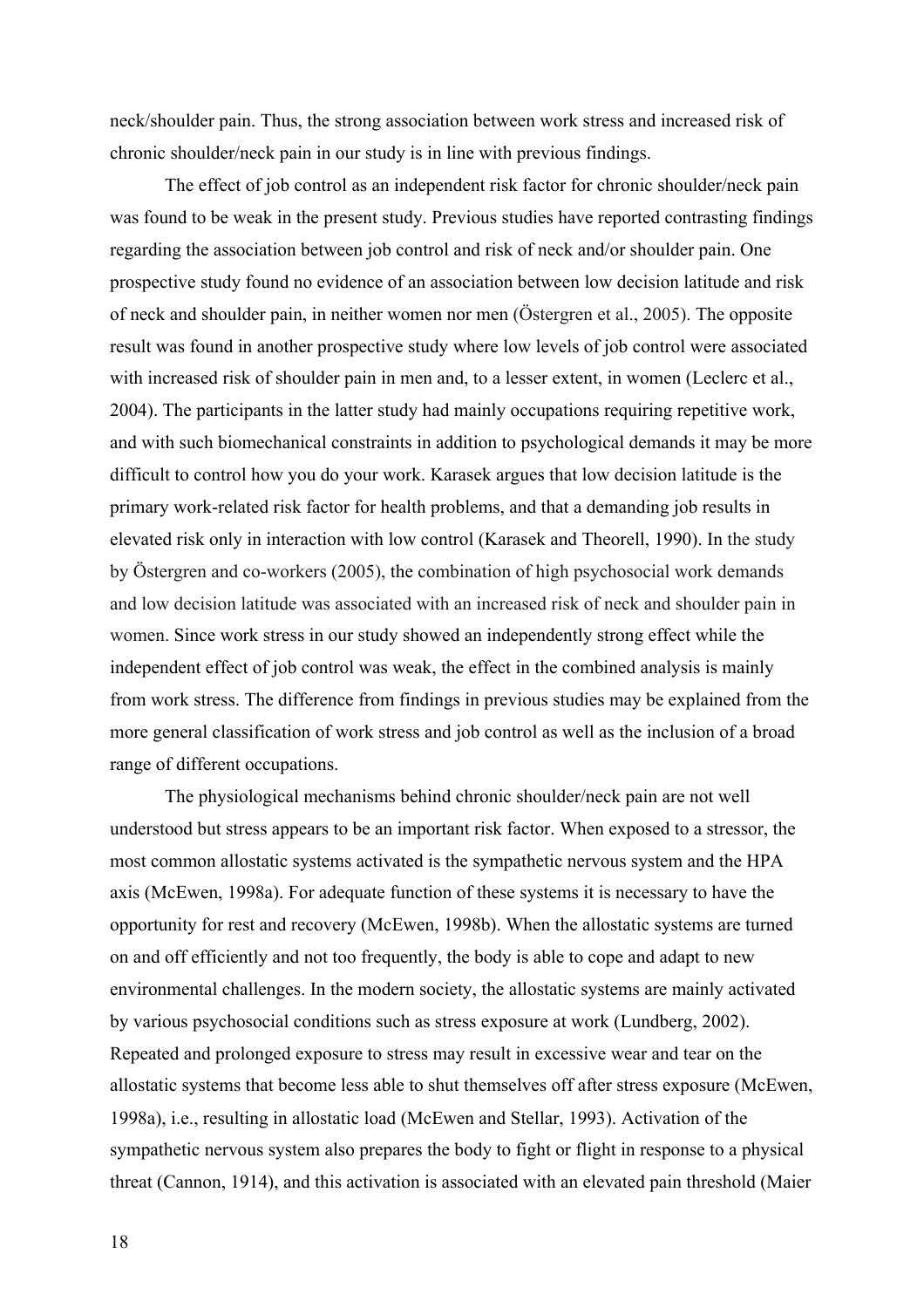neck/shoulder pain. Thus, the strong association between work stress and increased risk of chronic shoulder/neck pain in our study is in line with previous findings.

The effect of job control as an independent risk factor for chronic shoulder/neck pain was found to be weak in the present study. Previous studies have reported contrasting findings regarding the association between job control and risk of neck and/or shoulder pain. One prospective study found no evidence of an association between low decision latitude and risk of neck and shoulder pain, in neither women nor men (Östergren et al., 2005). The opposite result was found in another prospective study where low levels of job control were associated with increased risk of shoulder pain in men and, to a lesser extent, in women (Leclerc et al., 2004). The participants in the latter study had mainly occupations requiring repetitive work, and with such biomechanical constraints in addition to psychological demands it may be more difficult to control how you do your work. Karasek argues that low decision latitude is the primary work-related risk factor for health problems, and that a demanding job results in elevated risk only in interaction with low control (Karasek and Theorell, 1990). In the study by Östergren and co-workers (2005), the combination of high psychosocial work demands and low decision latitude was associated with an increased risk of neck and shoulder pain in women. Since work stress in our study showed an independently strong effect while the independent effect of job control was weak, the effect in the combined analysis is mainly from work stress. The difference from findings in previous studies may be explained from the more general classification of work stress and job control as well as the inclusion of a broad range of different occupations.

The physiological mechanisms behind chronic shoulder/neck pain are not well understood but stress appears to be an important risk factor. When exposed to a stressor, the most common allostatic systems activated is the sympathetic nervous system and the HPA axis (McEwen, 1998a). For adequate function of these systems it is necessary to have the opportunity for rest and recovery (McEwen, 1998b). When the allostatic systems are turned on and off efficiently and not too frequently, the body is able to cope and adapt to new environmental challenges. In the modern society, the allostatic systems are mainly activated by various psychosocial conditions such as stress exposure at work (Lundberg, 2002). Repeated and prolonged exposure to stress may result in excessive wear and tear on the allostatic systems that become less able to shut themselves off after stress exposure (McEwen, 1998a), i.e., resulting in allostatic load (McEwen and Stellar, 1993). Activation of the sympathetic nervous system also prepares the body to fight or flight in response to a physical threat (Cannon, 1914), and this activation is associated with an elevated pain threshold (Maier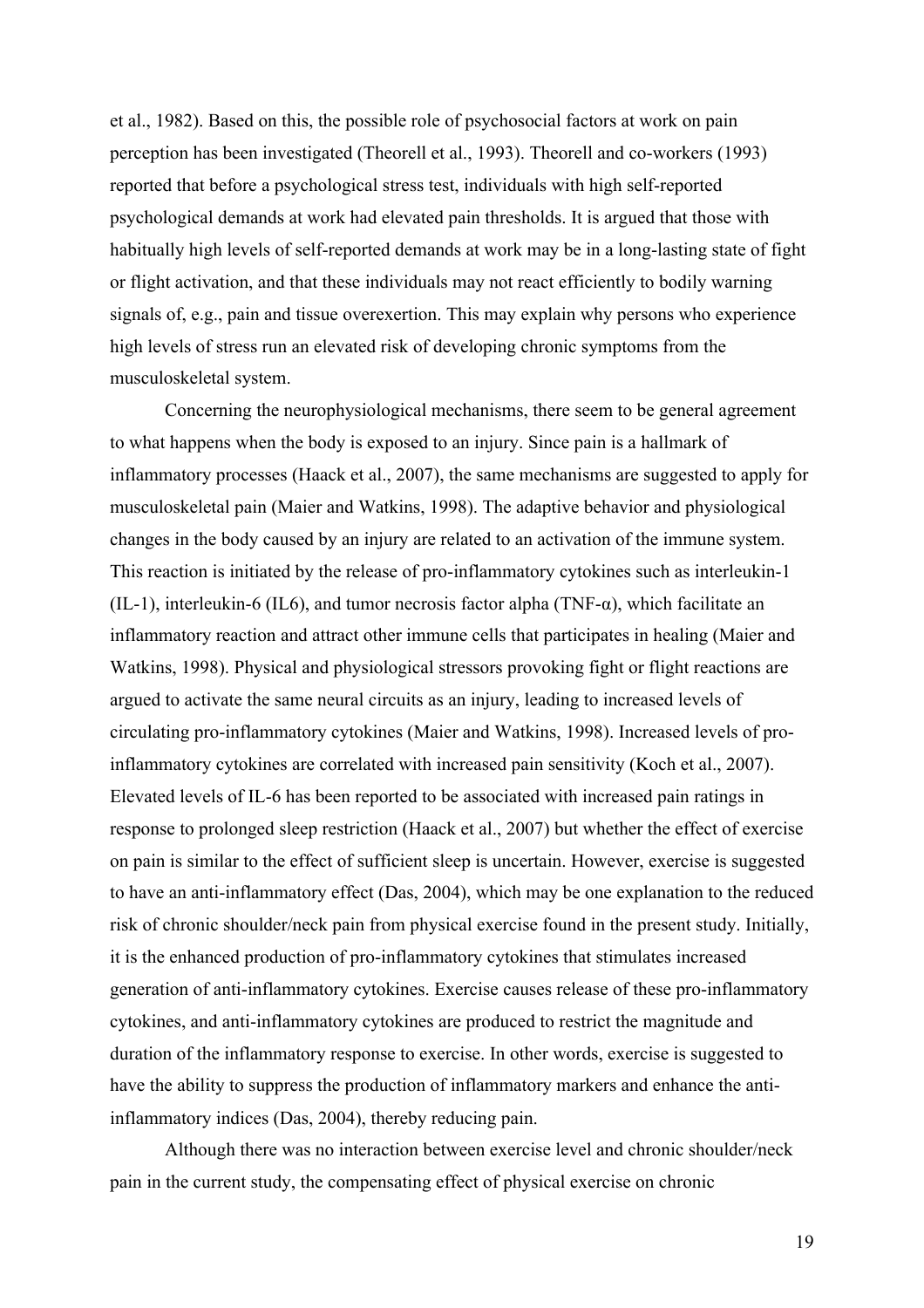et al., 1982). Based on this, the possible role of psychosocial factors at work on pain perception has been investigated (Theorell et al., 1993). Theorell and co-workers (1993) reported that before a psychological stress test, individuals with high self-reported psychological demands at work had elevated pain thresholds. It is argued that those with habitually high levels of self-reported demands at work may be in a long-lasting state of fight or flight activation, and that these individuals may not react efficiently to bodily warning signals of, e.g., pain and tissue overexertion. This may explain why persons who experience high levels of stress run an elevated risk of developing chronic symptoms from the musculoskeletal system.

Concerning the neurophysiological mechanisms, there seem to be general agreement to what happens when the body is exposed to an injury. Since pain is a hallmark of inflammatory processes (Haack et al., 2007), the same mechanisms are suggested to apply for musculoskeletal pain (Maier and Watkins, 1998). The adaptive behavior and physiological changes in the body caused by an injury are related to an activation of the immune system. This reaction is initiated by the release of pro-inflammatory cytokines such as interleukin-1 (IL-1), interleukin-6 (IL6), and tumor necrosis factor alpha (TNF-α), which facilitate an inflammatory reaction and attract other immune cells that participates in healing (Maier and Watkins, 1998). Physical and physiological stressors provoking fight or flight reactions are argued to activate the same neural circuits as an injury, leading to increased levels of circulating pro-inflammatory cytokines (Maier and Watkins, 1998). Increased levels of pro-inflammatory cytokines are correlated with increased pain sensitivity (Koch et al., 2007). Elevated levels of IL-6 has been reported to be associated with increased pain ratings in response to prolonged sleep restriction (Haack et al., 2007) but whether the effect of exercise on pain is similar to the effect of sufficient sleep is uncertain. However, exercise is suggested to have an anti-inflammatory effect (Das, 2004), which may be one explanation to the reduced risk of chronic shoulder/neck pain from physical exercise found in the present study. Initially, it is the enhanced production of pro-inflammatory cytokines that stimulates increased generation of anti-inflammatory cytokines. Exercise causes release of these pro-inflammatory cytokines, and anti-inflammatory cytokines are produced to restrict the magnitude and duration of the inflammatory response to exercise. In other words, exercise is suggested to have the ability to suppress the production of inflammatory markers and enhance the anti-inflammatory indices (Das, 2004), thereby reducing pain.

Although there was no interaction between exercise level and chronic shoulder/neck pain in the current study, the compensating effect of physical exercise on chronic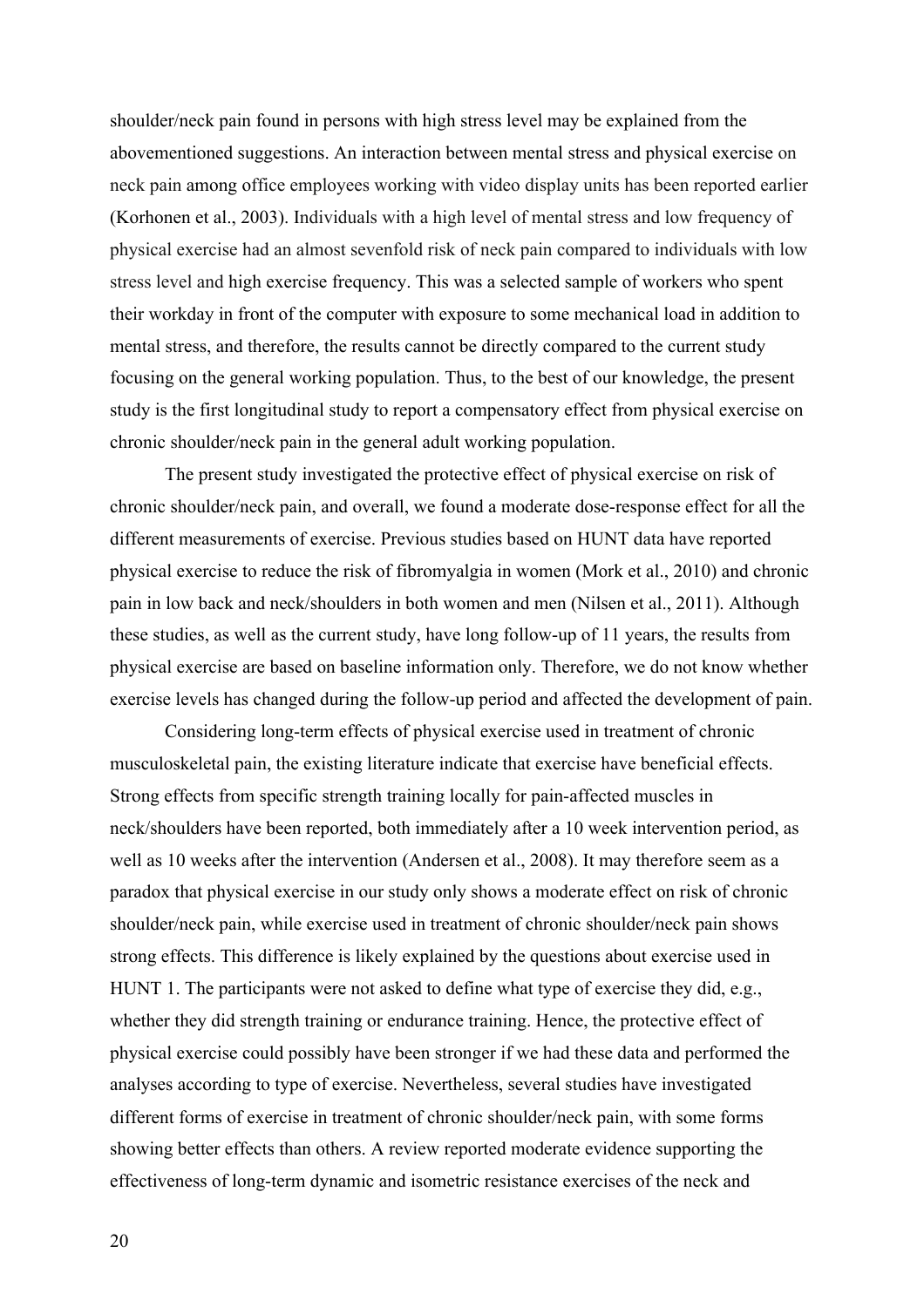shoulder/neck pain found in persons with high stress level may be explained from the abovementioned suggestions. An interaction between mental stress and physical exercise on neck pain among office employees working with video display units has been reported earlier (Korhonen et al., 2003). Individuals with a high level of mental stress and low frequency of physical exercise had an almost sevenfold risk of neck pain compared to individuals with low stress level and high exercise frequency. This was a selected sample of workers who spent their workday in front of the computer with exposure to some mechanical load in addition to mental stress, and therefore, the results cannot be directly compared to the current study focusing on the general working population. Thus, to the best of our knowledge, the present study is the first longitudinal study to report a compensatory effect from physical exercise on chronic shoulder/neck pain in the general adult working population.

The present study investigated the protective effect of physical exercise on risk of chronic shoulder/neck pain, and overall, we found a moderate dose-response effect for all the different measurements of exercise. Previous studies based on HUNT data have reported physical exercise to reduce the risk of fibromyalgia in women (Mork et al., 2010) and chronic pain in low back and neck/shoulders in both women and men (Nilsen et al., 2011). Although these studies, as well as the current study, have long follow-up of 11 years, the results from physical exercise are based on baseline information only. Therefore, we do not know whether exercise levels has changed during the follow-up period and affected the development of pain.

Considering long-term effects of physical exercise used in treatment of chronic musculoskeletal pain, the existing literature indicate that exercise have beneficial effects. Strong effects from specific strength training locally for pain-affected muscles in neck/shoulders have been reported, both immediately after a 10 week intervention period, as well as 10 weeks after the intervention (Andersen et al., 2008). It may therefore seem as a paradox that physical exercise in our study only shows a moderate effect on risk of chronic shoulder/neck pain, while exercise used in treatment of chronic shoulder/neck pain shows strong effects. This difference is likely explained by the questions about exercise used in HUNT 1. The participants were not asked to define what type of exercise they did, e.g., whether they did strength training or endurance training. Hence, the protective effect of physical exercise could possibly have been stronger if we had these data and performed the analyses according to type of exercise. Nevertheless, several studies have investigated different forms of exercise in treatment of chronic shoulder/neck pain, with some forms showing better effects than others. A review reported moderate evidence supporting the effectiveness of long-term dynamic and isometric resistance exercises of the neck and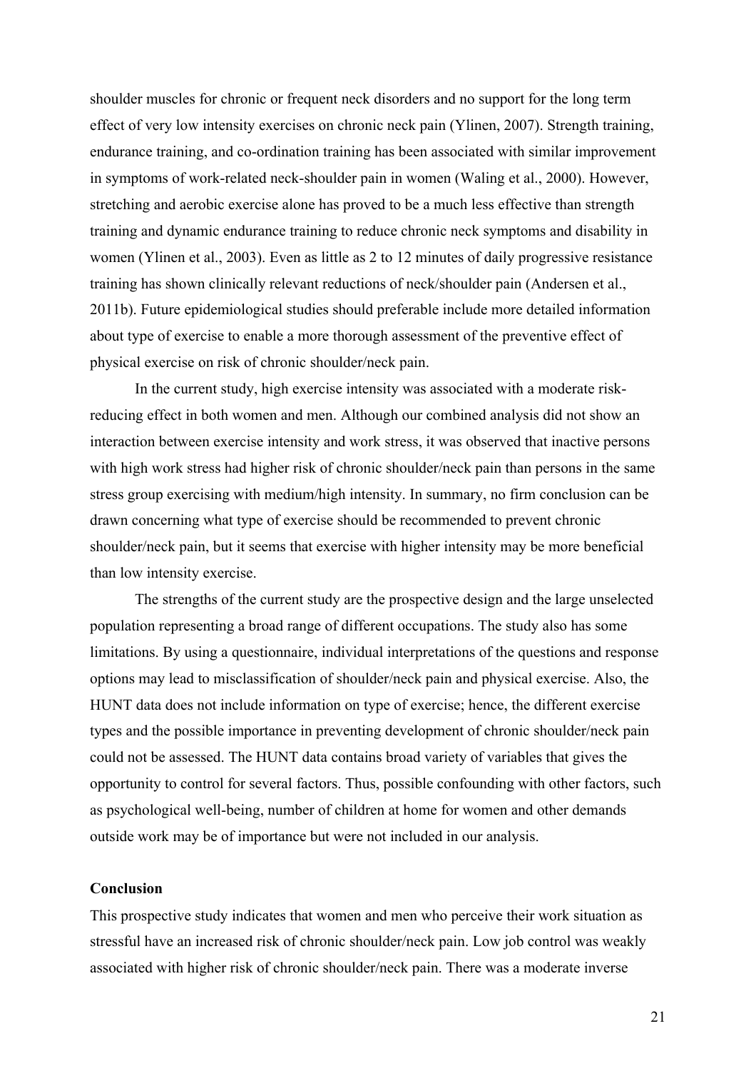shoulder muscles for chronic or frequent neck disorders and no support for the long term effect of very low intensity exercises on chronic neck pain (Ylinen, 2007). Strength training, endurance training, and co-ordination training has been associated with similar improvement in symptoms of work-related neck-shoulder pain in women (Waling et al., 2000). However, stretching and aerobic exercise alone has proved to be a much less effective than strength training and dynamic endurance training to reduce chronic neck symptoms and disability in women (Ylinen et al., 2003). Even as little as 2 to 12 minutes of daily progressive resistance training has shown clinically relevant reductions of neck/shoulder pain (Andersen et al., 2011b). Future epidemiological studies should preferable include more detailed information about type of exercise to enable a more thorough assessment of the preventive effect of physical exercise on risk of chronic shoulder/neck pain.

In the current study, high exercise intensity was associated with a moderate risk-reducing effect in both women and men. Although our combined analysis did not show an interaction between exercise intensity and work stress, it was observed that inactive persons with high work stress had higher risk of chronic shoulder/neck pain than persons in the same stress group exercising with medium/high intensity. In summary, no firm conclusion can be drawn concerning what type of exercise should be recommended to prevent chronic shoulder/neck pain, but it seems that exercise with higher intensity may be more beneficial than low intensity exercise.

The strengths of the current study are the prospective design and the large unselected population representing a broad range of different occupations. The study also has some limitations. By using a questionnaire, individual interpretations of the questions and response options may lead to misclassification of shoulder/neck pain and physical exercise. Also, the HUNT data does not include information on type of exercise; hence, the different exercise types and the possible importance in preventing development of chronic shoulder/neck pain could not be assessed. The HUNT data contains broad variety of variables that gives the opportunity to control for several factors. Thus, possible confounding with other factors, such as psychological well-being, number of children at home for women and other demands outside work may be of importance but were not included in our analysis.

**Conclusion**

This prospective study indicates that women and men who perceive their work situation as stressful have an increased risk of chronic shoulder/neck pain. Low job control was weakly associated with higher risk of chronic shoulder/neck pain. There was a moderate inverse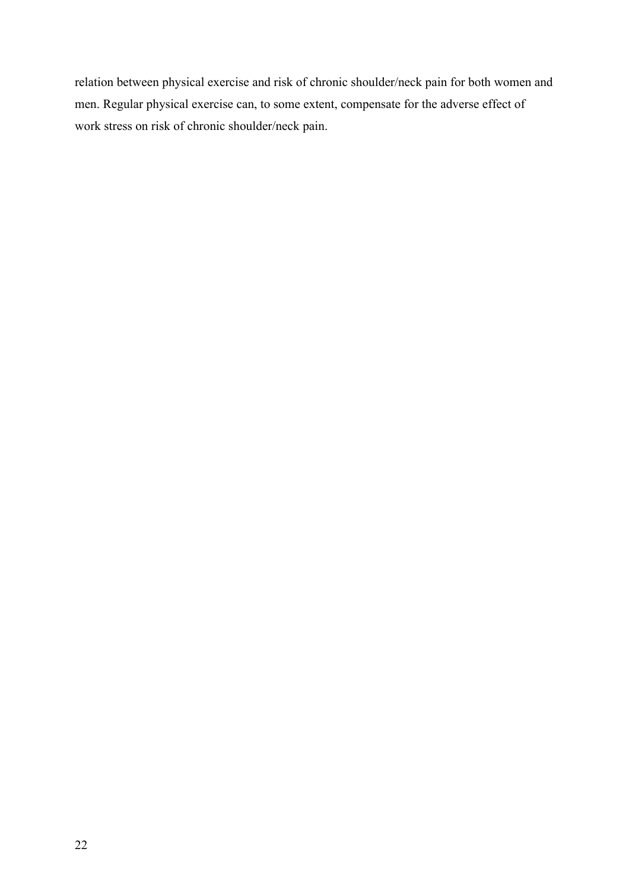relation between physical exercise and risk of chronic shoulder/neck pain for both women and men. Regular physical exercise can, to some extent, compensate for the adverse effect of work stress on risk of chronic shoulder/neck pain.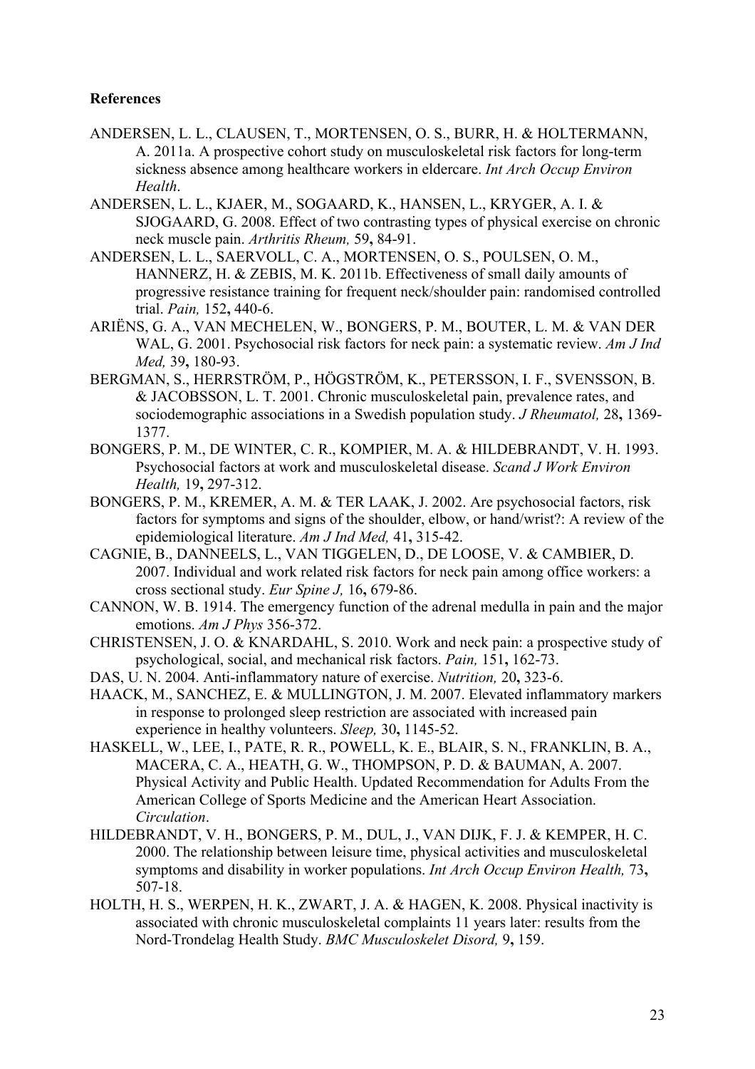**References**

ANDERSEN, L. L., CLAUSEN, T., MORTENSEN, O. S., BURR, H. & HOLTERMANN, A. 2011a. A prospective cohort study on musculoskeletal risk factors for long-term sickness absence among healthcare workers in eldercare. *Int Arch Occup Environ Health*.

ANDERSEN, L. L., KJAER, M., SOGAARD, K., HANSEN, L., KRYGER, A. I. & SJOGAARD, G. 2008. Effect of two contrasting types of physical exercise on chronic neck muscle pain. *Arthritis Rheum,* 59**,** 84-91.

ANDERSEN, L. L., SAERVOLL, C. A., MORTENSEN, O. S., POULSEN, O. M., HANNERZ, H. & ZEBIS, M. K. 2011b. Effectiveness of small daily amounts of progressive resistance training for frequent neck/shoulder pain: randomised controlled trial. *Pain,* 152**,** 440-6.

ARIËNS, G. A., VAN MECHELEN, W., BONGERS, P. M., BOUTER, L. M. & VAN DER WAL, G. 2001. Psychosocial risk factors for neck pain: a systematic review. *Am J Ind Med,* 39**,** 180-93.

BERGMAN, S., HERRSTRÖM, P., HÖGSTRÖM, K., PETERSSON, I. F., SVENSSON, B. & JACOBSSON, L. T. 2001. Chronic musculoskeletal pain, prevalence rates, and sociodemographic associations in a Swedish population study. *J Rheumatol,* 28**,** 1369-1377.

BONGERS, P. M., DE WINTER, C. R., KOMPIER, M. A. & HILDEBRANDT, V. H. 1993. Psychosocial factors at work and musculoskeletal disease. *Scand J Work Environ Health,* 19**,** 297-312.

BONGERS, P. M., KREMER, A. M. & TER LAAK, J. 2002. Are psychosocial factors, risk factors for symptoms and signs of the shoulder, elbow, or hand/wrist?: A review of the epidemiological literature. *Am J Ind Med,* 41**,** 315-42.

CAGNIE, B., DANNEELS, L., VAN TIGGELEN, D., DE LOOSE, V. & CAMBIER, D. 2007. Individual and work related risk factors for neck pain among office workers: a cross sectional study. *Eur Spine J,* 16**,** 679-86.

CANNON, W. B. 1914. The emergency function of the adrenal medulla in pain and the major emotions. *Am J Phys* 356-372.

CHRISTENSEN, J. O. & KNARDAHL, S. 2010. Work and neck pain: a prospective study of psychological, social, and mechanical risk factors. *Pain,* 151**,** 162-73.

DAS, U. N. 2004. Anti-inflammatory nature of exercise. *Nutrition,* 20**,** 323-6.

HAACK, M., SANCHEZ, E. & MULLINGTON, J. M. 2007. Elevated inflammatory markers in response to prolonged sleep restriction are associated with increased pain experience in healthy volunteers. *Sleep,* 30**,** 1145-52.

HASKELL, W., LEE, I., PATE, R. R., POWELL, K. E., BLAIR, S. N., FRANKLIN, B. A., MACERA, C. A., HEATH, G. W., THOMPSON, P. D. & BAUMAN, A. 2007. Physical Activity and Public Health. Updated Recommendation for Adults From the American College of Sports Medicine and the American Heart Association. *Circulation*.

HILDEBRANDT, V. H., BONGERS, P. M., DUL, J., VAN DIJK, F. J. & KEMPER, H. C. 2000. The relationship between leisure time, physical activities and musculoskeletal symptoms and disability in worker populations. *Int Arch Occup Environ Health,* 73**,** 507-18.

HOLTH, H. S., WERPEN, H. K., ZWART, J. A. & HAGEN, K. 2008. Physical inactivity is associated with chronic musculoskeletal complaints 11 years later: results from the Nord-Trondelag Health Study. *BMC Musculoskelet Disord,* 9**,** 159.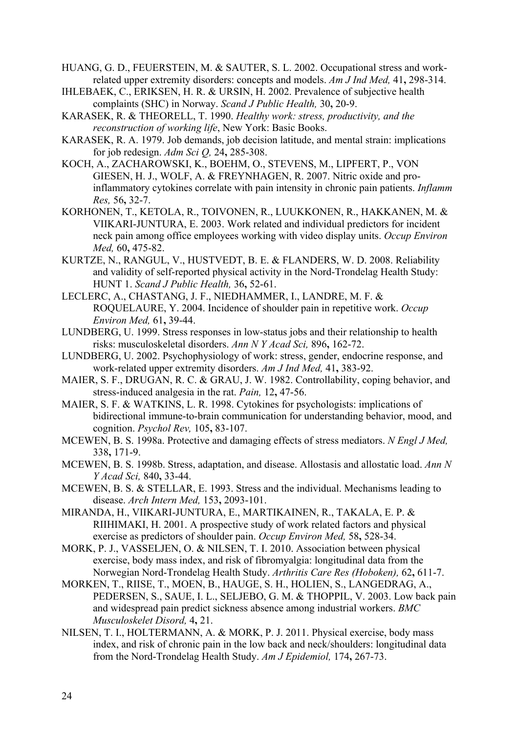HUANG, G. D., FEUERSTEIN, M. & SAUTER, S. L. 2002. Occupational stress and work-related upper extremity disorders: concepts and models. *Am J Ind Med,* 41**,** 298-314.

IHLEBAEK, C., ERIKSEN, H. R. & URSIN, H. 2002. Prevalence of subjective health complaints (SHC) in Norway. *Scand J Public Health,* 30**,** 20-9.

KARASEK, R. & THEORELL, T. 1990. *Healthy work: stress, productivity, and the reconstruction of working life*, New York: Basic Books.

KARASEK, R. A. 1979. Job demands, job decision latitude, and mental strain: implications for job redesign. *Adm Sci Q,* 24**,** 285-308.

KOCH, A., ZACHAROWSKI, K., BOEHM, O., STEVENS, M., LIPFERT, P., VON GIESEN, H. J., WOLF, A. & FREYNHAGEN, R. 2007. Nitric oxide and pro-inflammatory cytokines correlate with pain intensity in chronic pain patients. *Inflamm Res,* 56**,** 32-7.

KORHONEN, T., KETOLA, R., TOIVONEN, R., LUUKKONEN, R., HAKKANEN, M. & VIIKARI-JUNTURA, E. 2003. Work related and individual predictors for incident neck pain among office employees working with video display units. *Occup Environ Med,* 60**,** 475-82.

KURTZE, N., RANGUL, V., HUSTVEDT, B. E. & FLANDERS, W. D. 2008. Reliability and validity of self-reported physical activity in the Nord-Trondelag Health Study: HUNT 1. *Scand J Public Health,* 36**,** 52-61.

LECLERC, A., CHASTANG, J. F., NIEDHAMMER, I., LANDRE, M. F. & ROQUELAURE, Y. 2004. Incidence of shoulder pain in repetitive work. *Occup Environ Med,* 61**,** 39-44.

LUNDBERG, U. 1999. Stress responses in low-status jobs and their relationship to health risks: musculoskeletal disorders. *Ann N Y Acad Sci,* 896**,** 162-72.

LUNDBERG, U. 2002. Psychophysiology of work: stress, gender, endocrine response, and work-related upper extremity disorders. *Am J Ind Med,* 41**,** 383-92.

MAIER, S. F., DRUGAN, R. C. & GRAU, J. W. 1982. Controllability, coping behavior, and stress-induced analgesia in the rat. *Pain,* 12**,** 47-56.

MAIER, S. F. & WATKINS, L. R. 1998. Cytokines for psychologists: implications of bidirectional immune-to-brain communication for understanding behavior, mood, and cognition. *Psychol Rev,* 105**,** 83-107.

MCEWEN, B. S. 1998a. Protective and damaging effects of stress mediators. *N Engl J Med,* 338**,** 171-9.

MCEWEN, B. S. 1998b. Stress, adaptation, and disease. Allostasis and allostatic load. *Ann N Y Acad Sci,* 840**,** 33-44.

MCEWEN, B. S. & STELLAR, E. 1993. Stress and the individual. Mechanisms leading to disease. *Arch Intern Med,* 153**,** 2093-101.

MIRANDA, H., VIIKARI-JUNTURA, E., MARTIKAINEN, R., TAKALA, E. P. & RIIHIMAKI, H. 2001. A prospective study of work related factors and physical exercise as predictors of shoulder pain. *Occup Environ Med,* 58**,** 528-34.

MORK, P. J., VASSELJEN, O. & NILSEN, T. I. 2010. Association between physical exercise, body mass index, and risk of fibromyalgia: longitudinal data from the Norwegian Nord-Trondelag Health Study. *Arthritis Care Res (Hoboken),* 62**,** 611-7.

MORKEN, T., RIISE, T., MOEN, B., HAUGE, S. H., HOLIEN, S., LANGEDRAG, A., PEDERSEN, S., SAUE, I. L., SELJEBO, G. M. & THOPPIL, V. 2003. Low back pain and widespread pain predict sickness absence among industrial workers. *BMC Musculoskelet Disord,* 4**,** 21.

NILSEN, T. I., HOLTERMANN, A. & MORK, P. J. 2011. Physical exercise, body mass index, and risk of chronic pain in the low back and neck/shoulders: longitudinal data from the Nord-Trondelag Health Study. *Am J Epidemiol,* 174**,** 267-73.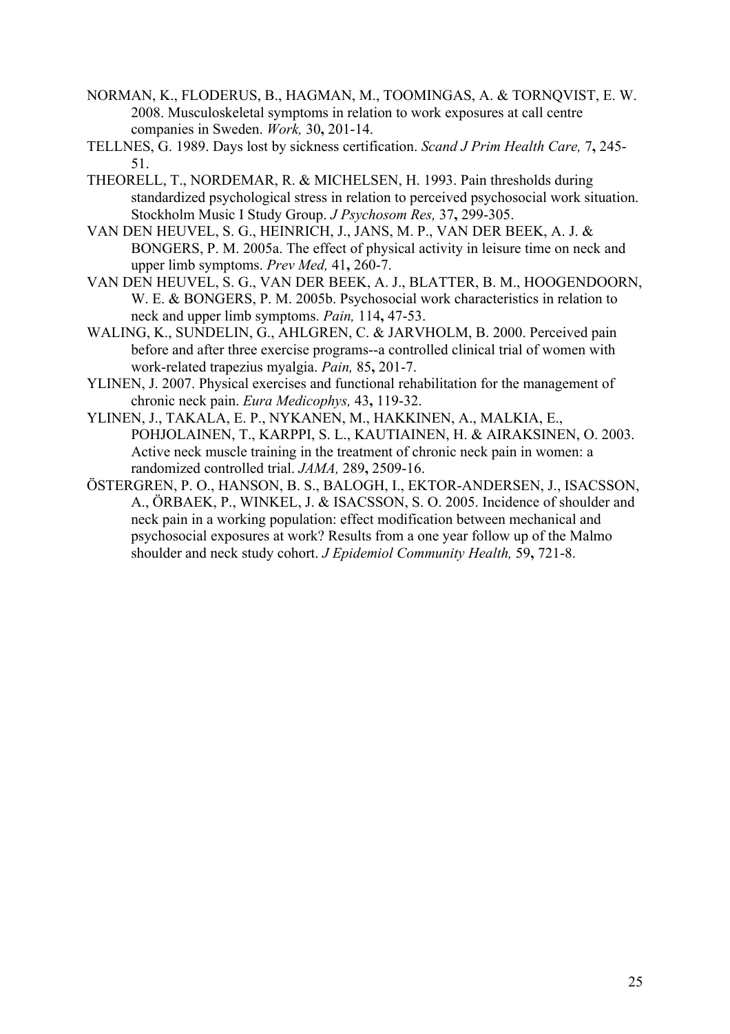NORMAN, K., FLODERUS, B., HAGMAN, M., TOOMINGAS, A. & TORNQVIST, E. W. 2008. Musculoskeletal symptoms in relation to work exposures at call centre companies in Sweden. *Work,* 30**,** 201-14.

TELLNES, G. 1989. Days lost by sickness certification. *Scand J Prim Health Care,* 7**,** 245-51.

THEORELL, T., NORDEMAR, R. & MICHELSEN, H. 1993. Pain thresholds during standardized psychological stress in relation to perceived psychosocial work situation. Stockholm Music I Study Group. *J Psychosom Res,* 37**,** 299-305.

VAN DEN HEUVEL, S. G., HEINRICH, J., JANS, M. P., VAN DER BEEK, A. J. & BONGERS, P. M. 2005a. The effect of physical activity in leisure time on neck and upper limb symptoms. *Prev Med,* 41**,** 260-7.

VAN DEN HEUVEL, S. G., VAN DER BEEK, A. J., BLATTER, B. M., HOOGENDOORN, W. E. & BONGERS, P. M. 2005b. Psychosocial work characteristics in relation to neck and upper limb symptoms. *Pain,* 114**,** 47-53.

WALING, K., SUNDELIN, G., AHLGREN, C. & JARVHOLM, B. 2000. Perceived pain before and after three exercise programs--a controlled clinical trial of women with work-related trapezius myalgia. *Pain,* 85**,** 201-7.

YLINEN, J. 2007. Physical exercises and functional rehabilitation for the management of chronic neck pain. *Eura Medicophys,* 43**,** 119-32.

YLINEN, J., TAKALA, E. P., NYKANEN, M., HAKKINEN, A., MALKIA, E., POHJOLAINEN, T., KARPPI, S. L., KAUTIAINEN, H. & AIRAKSINEN, O. 2003. Active neck muscle training in the treatment of chronic neck pain in women: a randomized controlled trial. *JAMA,* 289**,** 2509-16.

ÖSTERGREN, P. O., HANSON, B. S., BALOGH, I., EKTOR-ANDERSEN, J., ISACSSON, A., ÖRBAEK, P., WINKEL, J. & ISACSSON, S. O. 2005. Incidence of shoulder and neck pain in a working population: effect modification between mechanical and psychosocial exposures at work? Results from a one year follow up of the Malmo shoulder and neck study cohort. *J Epidemiol Community Health,* 59**,** 721-8.